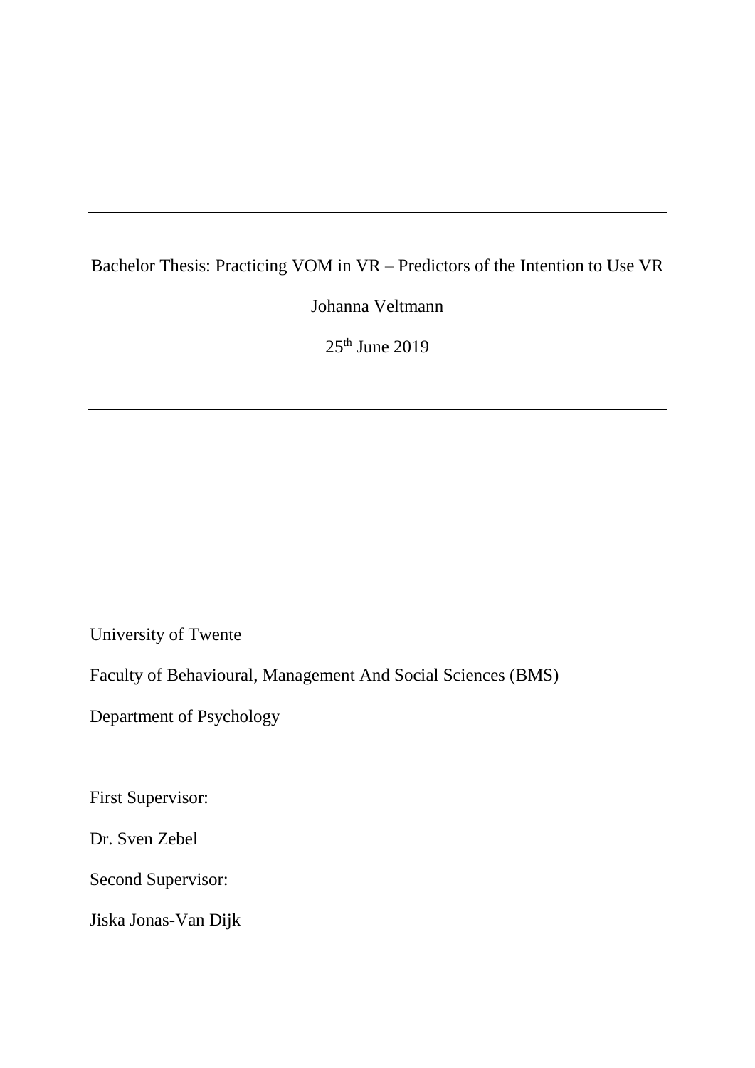---

Bachelor Thesis: Practicing VOM in VR – Predictors of the Intention to Use VR

Johanna Veltmann

25th June 2019

---

University of Twente

Faculty of Behavioural, Management And Social Sciences (BMS)

Department of Psychology

First Supervisor:

Dr. Sven Zebel

Second Supervisor:

Jiska Jonas-Van Dijk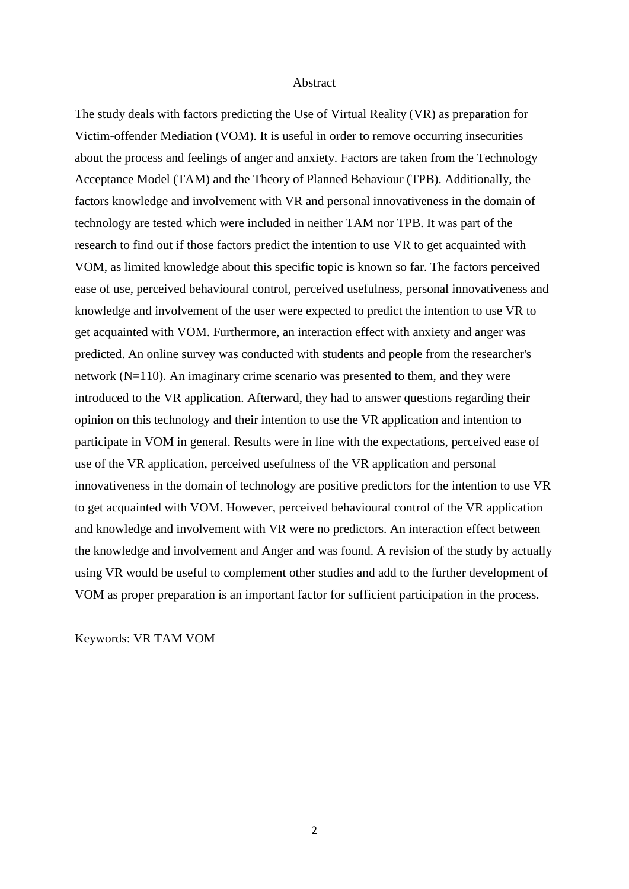# Abstract

The study deals with factors predicting the Use of Virtual Reality (VR) as preparation for Victim-offender Mediation (VOM). It is useful in order to remove occurring insecurities about the process and feelings of anger and anxiety. Factors are taken from the Technology Acceptance Model (TAM) and the Theory of Planned Behaviour (TPB). Additionally, the factors knowledge and involvement with VR and personal innovativeness in the domain of technology are tested which were included in neither TAM nor TPB. It was part of the research to find out if those factors predict the intention to use VR to get acquainted with VOM, as limited knowledge about this specific topic is known so far. The factors perceived ease of use, perceived behavioural control, perceived usefulness, personal innovativeness and knowledge and involvement of the user were expected to predict the intention to use VR to get acquainted with VOM. Furthermore, an interaction effect with anxiety and anger was predicted. An online survey was conducted with students and people from the researcher's network (N=110). An imaginary crime scenario was presented to them, and they were introduced to the VR application. Afterward, they had to answer questions regarding their opinion on this technology and their intention to use the VR application and intention to participate in VOM in general. Results were in line with the expectations, perceived ease of use of the VR application, perceived usefulness of the VR application and personal innovativeness in the domain of technology are positive predictors for the intention to use VR to get acquainted with VOM. However, perceived behavioural control of the VR application and knowledge and involvement with VR were no predictors. An interaction effect between the knowledge and involvement and Anger and was found. A revision of the study by actually using VR would be useful to complement other studies and add to the further development of VOM as proper preparation is an important factor for sufficient participation in the process.

Keywords: VR TAM VOM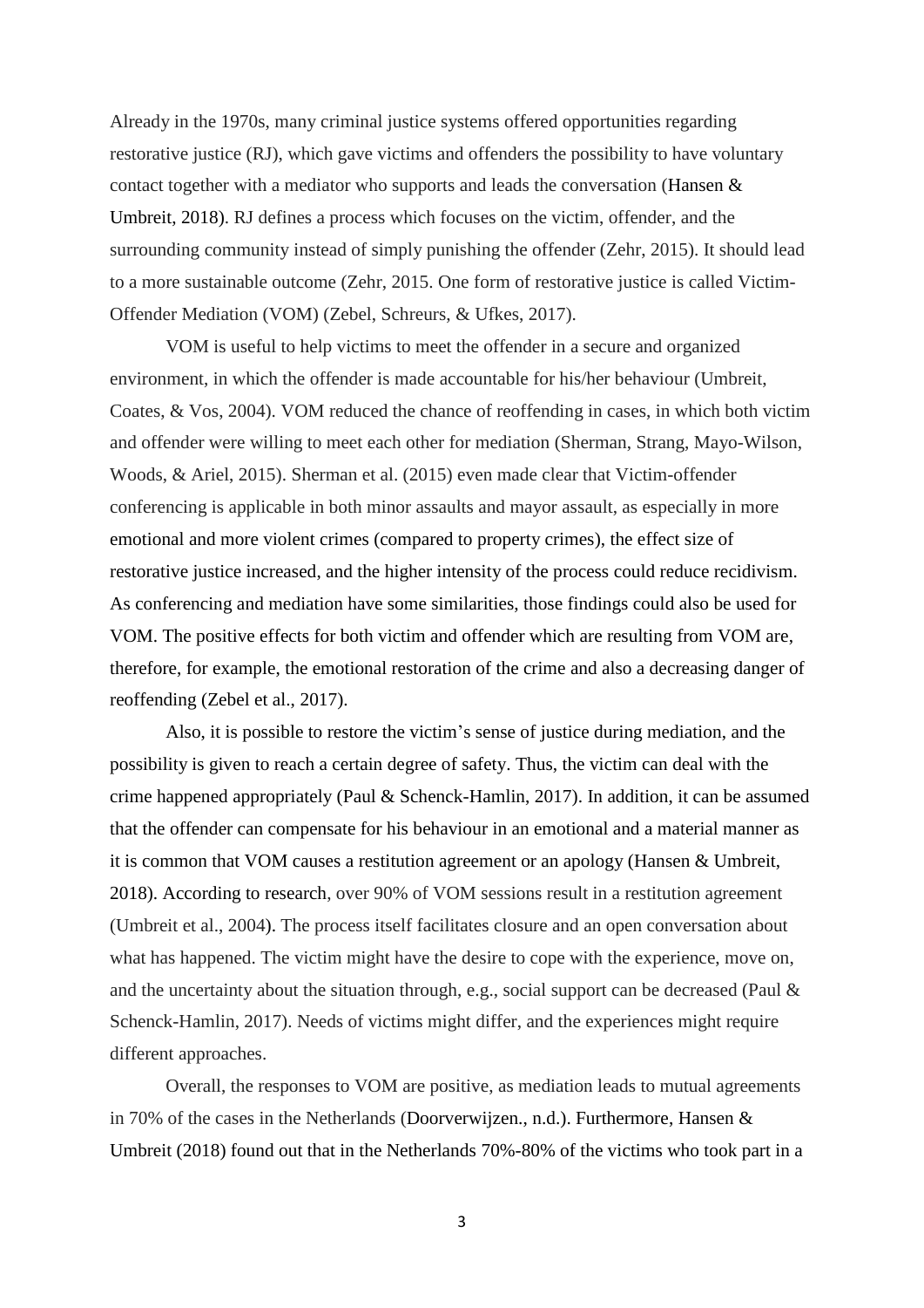Already in the 1970s, many criminal justice systems offered opportunities regarding restorative justice (RJ), which gave victims and offenders the possibility to have voluntary contact together with a mediator who supports and leads the conversation (Hansen & Umbreit, 2018). RJ defines a process which focuses on the victim, offender, and the surrounding community instead of simply punishing the offender (Zehr, 2015). It should lead to a more sustainable outcome (Zehr, 2015. One form of restorative justice is called Victim-Offender Mediation (VOM) (Zebel, Schreurs, & Ufkes, 2017).

VOM is useful to help victims to meet the offender in a secure and organized environment, in which the offender is made accountable for his/her behaviour (Umbreit, Coates, & Vos, 2004). VOM reduced the chance of reoffending in cases, in which both victim and offender were willing to meet each other for mediation (Sherman, Strang, Mayo-Wilson, Woods, & Ariel, 2015). Sherman et al. (2015) even made clear that Victim-offender conferencing is applicable in both minor assaults and mayor assault, as especially in more emotional and more violent crimes (compared to property crimes), the effect size of restorative justice increased, and the higher intensity of the process could reduce recidivism. As conferencing and mediation have some similarities, those findings could also be used for VOM. The positive effects for both victim and offender which are resulting from VOM are, therefore, for example, the emotional restoration of the crime and also a decreasing danger of reoffending (Zebel et al., 2017).

Also, it is possible to restore the victim's sense of justice during mediation, and the possibility is given to reach a certain degree of safety. Thus, the victim can deal with the crime happened appropriately (Paul & Schenck-Hamlin, 2017). In addition, it can be assumed that the offender can compensate for his behaviour in an emotional and a material manner as it is common that VOM causes a restitution agreement or an apology (Hansen & Umbreit, 2018). According to research, over 90% of VOM sessions result in a restitution agreement (Umbreit et al., 2004). The process itself facilitates closure and an open conversation about what has happened. The victim might have the desire to cope with the experience, move on, and the uncertainty about the situation through, e.g., social support can be decreased (Paul & Schenck-Hamlin, 2017). Needs of victims might differ, and the experiences might require different approaches.

Overall, the responses to VOM are positive, as mediation leads to mutual agreements in 70% of the cases in the Netherlands (Doorverwijzen., n.d.). Furthermore, Hansen & Umbreit (2018) found out that in the Netherlands 70%-80% of the victims who took part in a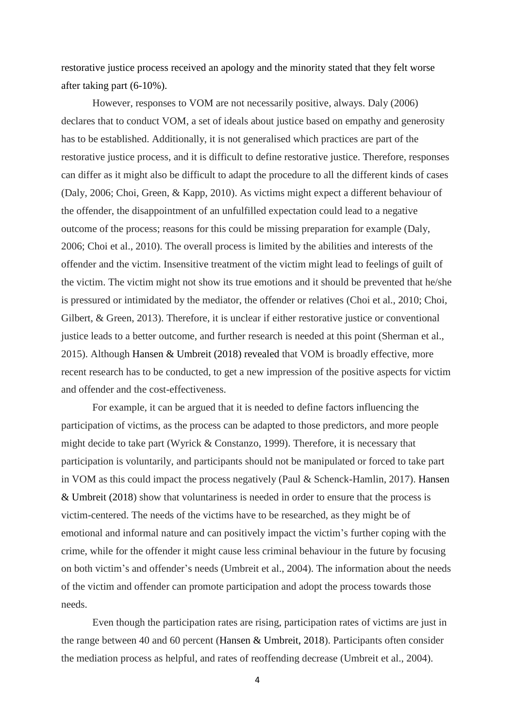restorative justice process received an apology and the minority stated that they felt worse after taking part (6-10%).

However, responses to VOM are not necessarily positive, always. Daly (2006) declares that to conduct VOM, a set of ideals about justice based on empathy and generosity has to be established. Additionally, it is not generalised which practices are part of the restorative justice process, and it is difficult to define restorative justice. Therefore, responses can differ as it might also be difficult to adapt the procedure to all the different kinds of cases (Daly, 2006; Choi, Green, & Kapp, 2010). As victims might expect a different behaviour of the offender, the disappointment of an unfulfilled expectation could lead to a negative outcome of the process; reasons for this could be missing preparation for example (Daly, 2006; Choi et al., 2010). The overall process is limited by the abilities and interests of the offender and the victim. Insensitive treatment of the victim might lead to feelings of guilt of the victim. The victim might not show its true emotions and it should be prevented that he/she is pressured or intimidated by the mediator, the offender or relatives (Choi et al., 2010; Choi, Gilbert, & Green, 2013). Therefore, it is unclear if either restorative justice or conventional justice leads to a better outcome, and further research is needed at this point (Sherman et al., 2015). Although Hansen & Umbreit (2018) revealed that VOM is broadly effective, more recent research has to be conducted, to get a new impression of the positive aspects for victim and offender and the cost-effectiveness.

For example, it can be argued that it is needed to define factors influencing the participation of victims, as the process can be adapted to those predictors, and more people might decide to take part (Wyrick & Constanzo, 1999). Therefore, it is necessary that participation is voluntarily, and participants should not be manipulated or forced to take part in VOM as this could impact the process negatively (Paul & Schenck-Hamlin, 2017). Hansen & Umbreit (2018) show that voluntariness is needed in order to ensure that the process is victim-centered. The needs of the victims have to be researched, as they might be of emotional and informal nature and can positively impact the victim's further coping with the crime, while for the offender it might cause less criminal behaviour in the future by focusing on both victim's and offender's needs (Umbreit et al., 2004). The information about the needs of the victim and offender can promote participation and adopt the process towards those needs.

Even though the participation rates are rising, participation rates of victims are just in the range between 40 and 60 percent (Hansen & Umbreit, 2018). Participants often consider the mediation process as helpful, and rates of reoffending decrease (Umbreit et al., 2004).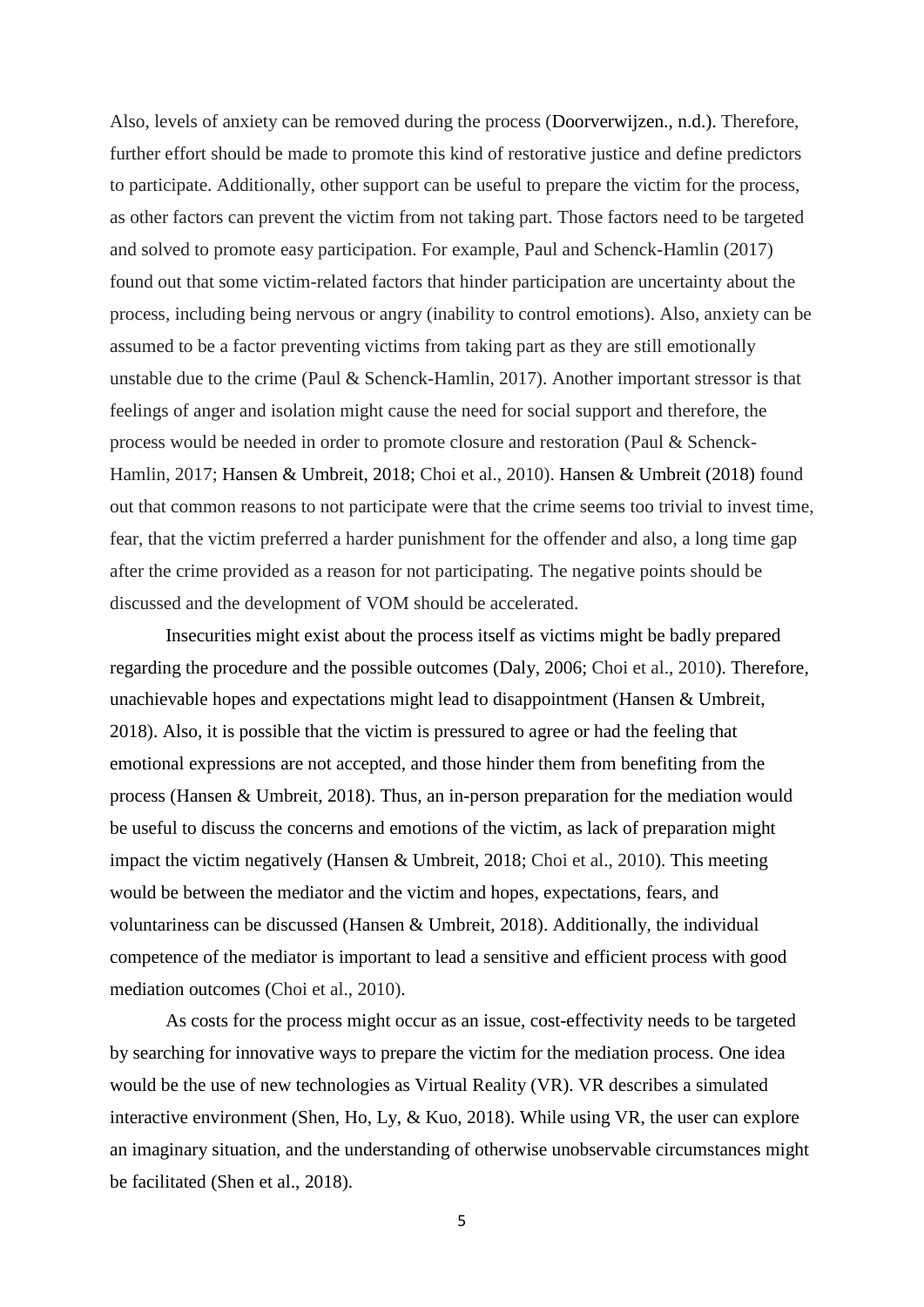Also, levels of anxiety can be removed during the process (Doorverwijzen., n.d.). Therefore, further effort should be made to promote this kind of restorative justice and define predictors to participate. Additionally, other support can be useful to prepare the victim for the process, as other factors can prevent the victim from not taking part. Those factors need to be targeted and solved to promote easy participation. For example, Paul and Schenck-Hamlin (2017) found out that some victim-related factors that hinder participation are uncertainty about the process, including being nervous or angry (inability to control emotions). Also, anxiety can be assumed to be a factor preventing victims from taking part as they are still emotionally unstable due to the crime (Paul & Schenck-Hamlin, 2017). Another important stressor is that feelings of anger and isolation might cause the need for social support and therefore, the process would be needed in order to promote closure and restoration (Paul & Schenck-Hamlin, 2017; Hansen & Umbreit, 2018; Choi et al., 2010). Hansen & Umbreit (2018) found out that common reasons to not participate were that the crime seems too trivial to invest time, fear, that the victim preferred a harder punishment for the offender and also, a long time gap after the crime provided as a reason for not participating. The negative points should be discussed and the development of VOM should be accelerated.

Insecurities might exist about the process itself as victims might be badly prepared regarding the procedure and the possible outcomes (Daly, 2006; Choi et al., 2010). Therefore, unachievable hopes and expectations might lead to disappointment (Hansen & Umbreit, 2018). Also, it is possible that the victim is pressured to agree or had the feeling that emotional expressions are not accepted, and those hinder them from benefiting from the process (Hansen & Umbreit, 2018). Thus, an in-person preparation for the mediation would be useful to discuss the concerns and emotions of the victim, as lack of preparation might impact the victim negatively (Hansen & Umbreit, 2018; Choi et al., 2010). This meeting would be between the mediator and the victim and hopes, expectations, fears, and voluntariness can be discussed (Hansen & Umbreit, 2018). Additionally, the individual competence of the mediator is important to lead a sensitive and efficient process with good mediation outcomes (Choi et al., 2010).

As costs for the process might occur as an issue, cost-effectivity needs to be targeted by searching for innovative ways to prepare the victim for the mediation process. One idea would be the use of new technologies as Virtual Reality (VR). VR describes a simulated interactive environment (Shen, Ho, Ly, & Kuo, 2018). While using VR, the user can explore an imaginary situation, and the understanding of otherwise unobservable circumstances might be facilitated (Shen et al., 2018).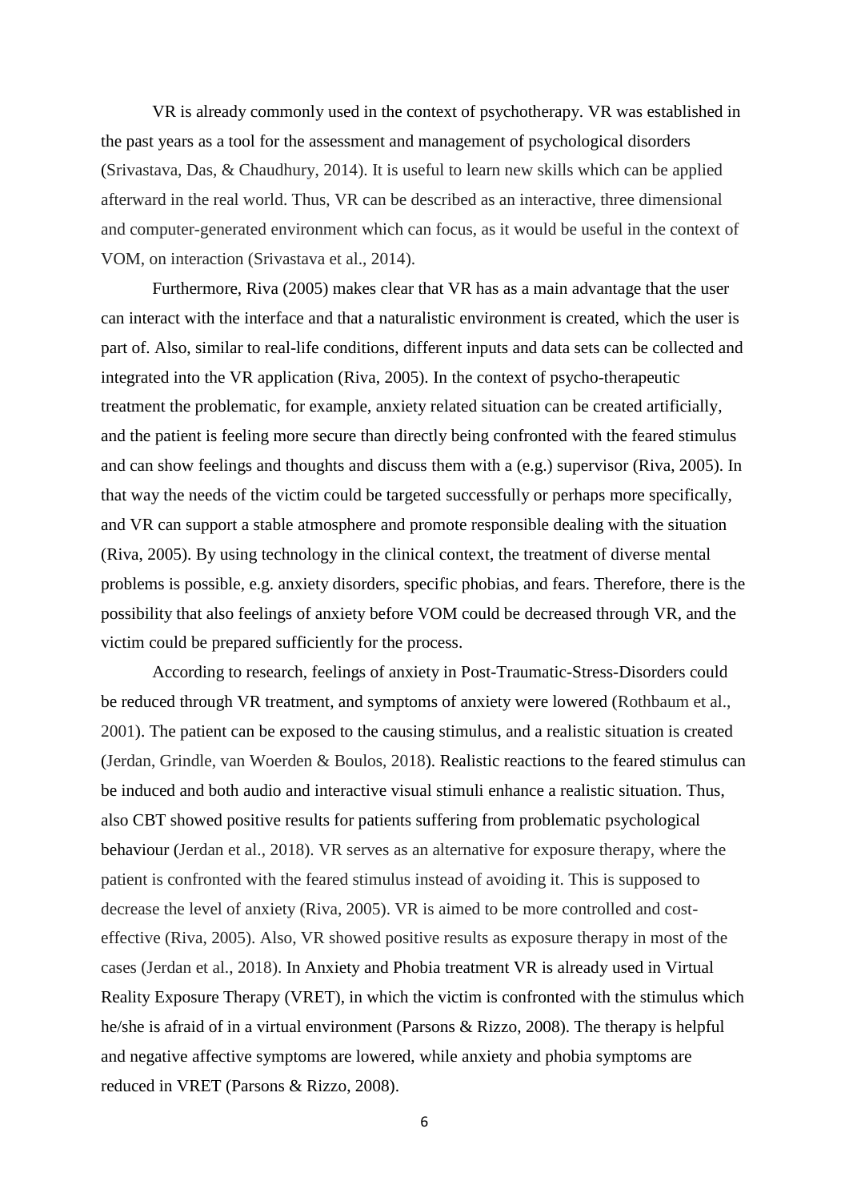VR is already commonly used in the context of psychotherapy. VR was established in the past years as a tool for the assessment and management of psychological disorders (Srivastava, Das, & Chaudhury, 2014). It is useful to learn new skills which can be applied afterward in the real world. Thus, VR can be described as an interactive, three dimensional and computer-generated environment which can focus, as it would be useful in the context of VOM, on interaction (Srivastava et al., 2014).

Furthermore, Riva (2005) makes clear that VR has as a main advantage that the user can interact with the interface and that a naturalistic environment is created, which the user is part of. Also, similar to real-life conditions, different inputs and data sets can be collected and integrated into the VR application (Riva, 2005). In the context of psycho-therapeutic treatment the problematic, for example, anxiety related situation can be created artificially, and the patient is feeling more secure than directly being confronted with the feared stimulus and can show feelings and thoughts and discuss them with a (e.g.) supervisor (Riva, 2005). In that way the needs of the victim could be targeted successfully or perhaps more specifically, and VR can support a stable atmosphere and promote responsible dealing with the situation (Riva, 2005). By using technology in the clinical context, the treatment of diverse mental problems is possible, e.g. anxiety disorders, specific phobias, and fears. Therefore, there is the possibility that also feelings of anxiety before VOM could be decreased through VR, and the victim could be prepared sufficiently for the process.

According to research, feelings of anxiety in Post-Traumatic-Stress-Disorders could be reduced through VR treatment, and symptoms of anxiety were lowered (Rothbaum et al., 2001). The patient can be exposed to the causing stimulus, and a realistic situation is created (Jerdan, Grindle, van Woerden & Boulos, 2018). Realistic reactions to the feared stimulus can be induced and both audio and interactive visual stimuli enhance a realistic situation. Thus, also CBT showed positive results for patients suffering from problematic psychological behaviour (Jerdan et al., 2018). VR serves as an alternative for exposure therapy, where the patient is confronted with the feared stimulus instead of avoiding it. This is supposed to decrease the level of anxiety (Riva, 2005). VR is aimed to be more controlled and cost-effective (Riva, 2005). Also, VR showed positive results as exposure therapy in most of the cases (Jerdan et al., 2018). In Anxiety and Phobia treatment VR is already used in Virtual Reality Exposure Therapy (VRET), in which the victim is confronted with the stimulus which he/she is afraid of in a virtual environment (Parsons & Rizzo, 2008). The therapy is helpful and negative affective symptoms are lowered, while anxiety and phobia symptoms are reduced in VRET (Parsons & Rizzo, 2008).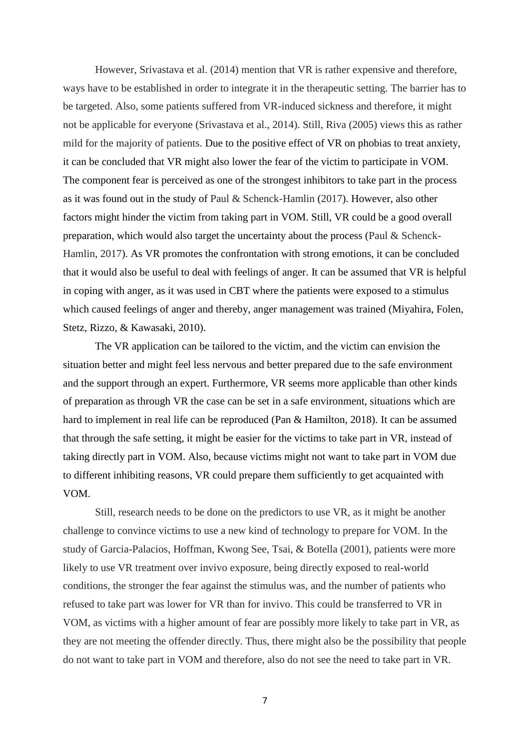However, Srivastava et al. (2014) mention that VR is rather expensive and therefore, ways have to be established in order to integrate it in the therapeutic setting. The barrier has to be targeted. Also, some patients suffered from VR-induced sickness and therefore, it might not be applicable for everyone (Srivastava et al., 2014). Still, Riva (2005) views this as rather mild for the majority of patients. Due to the positive effect of VR on phobias to treat anxiety, it can be concluded that VR might also lower the fear of the victim to participate in VOM. The component fear is perceived as one of the strongest inhibitors to take part in the process as it was found out in the study of Paul & Schenck-Hamlin (2017). However, also other factors might hinder the victim from taking part in VOM. Still, VR could be a good overall preparation, which would also target the uncertainty about the process (Paul & Schenck-Hamlin, 2017). As VR promotes the confrontation with strong emotions, it can be concluded that it would also be useful to deal with feelings of anger. It can be assumed that VR is helpful in coping with anger, as it was used in CBT where the patients were exposed to a stimulus which caused feelings of anger and thereby, anger management was trained (Miyahira, Folen, Stetz, Rizzo, & Kawasaki, 2010).

The VR application can be tailored to the victim, and the victim can envision the situation better and might feel less nervous and better prepared due to the safe environment and the support through an expert. Furthermore, VR seems more applicable than other kinds of preparation as through VR the case can be set in a safe environment, situations which are hard to implement in real life can be reproduced (Pan & Hamilton, 2018). It can be assumed that through the safe setting, it might be easier for the victims to take part in VR, instead of taking directly part in VOM. Also, because victims might not want to take part in VOM due to different inhibiting reasons, VR could prepare them sufficiently to get acquainted with VOM.

Still, research needs to be done on the predictors to use VR, as it might be another challenge to convince victims to use a new kind of technology to prepare for VOM. In the study of Garcia-Palacios, Hoffman, Kwong See, Tsai, & Botella (2001), patients were more likely to use VR treatment over invivo exposure, being directly exposed to real-world conditions, the stronger the fear against the stimulus was, and the number of patients who refused to take part was lower for VR than for invivo. This could be transferred to VR in VOM, as victims with a higher amount of fear are possibly more likely to take part in VR, as they are not meeting the offender directly. Thus, there might also be the possibility that people do not want to take part in VOM and therefore, also do not see the need to take part in VR.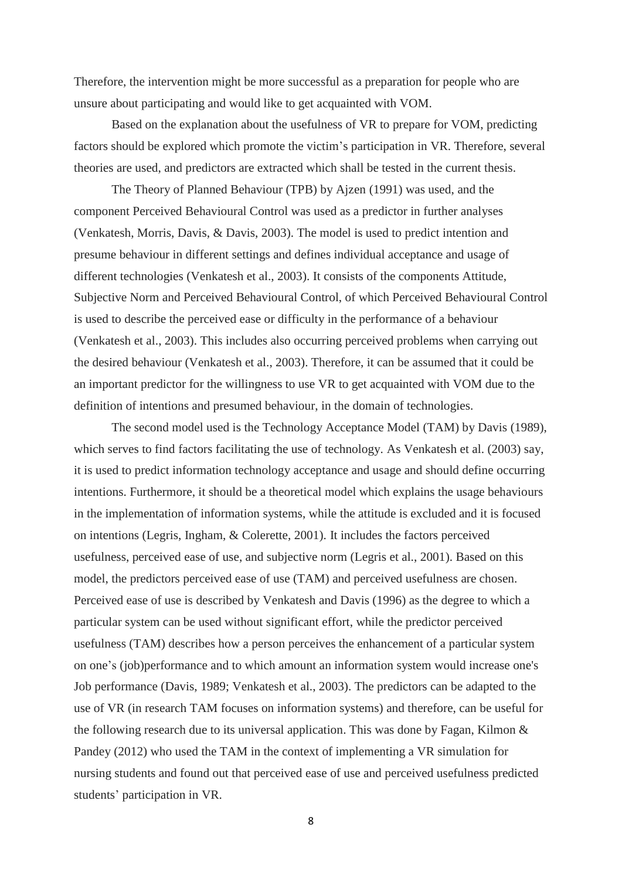Therefore, the intervention might be more successful as a preparation for people who are unsure about participating and would like to get acquainted with VOM.

Based on the explanation about the usefulness of VR to prepare for VOM, predicting factors should be explored which promote the victim's participation in VR. Therefore, several theories are used, and predictors are extracted which shall be tested in the current thesis.

The Theory of Planned Behaviour (TPB) by Ajzen (1991) was used, and the component Perceived Behavioural Control was used as a predictor in further analyses (Venkatesh, Morris, Davis, & Davis, 2003). The model is used to predict intention and presume behaviour in different settings and defines individual acceptance and usage of different technologies (Venkatesh et al., 2003). It consists of the components Attitude, Subjective Norm and Perceived Behavioural Control, of which Perceived Behavioural Control is used to describe the perceived ease or difficulty in the performance of a behaviour (Venkatesh et al., 2003). This includes also occurring perceived problems when carrying out the desired behaviour (Venkatesh et al., 2003). Therefore, it can be assumed that it could be an important predictor for the willingness to use VR to get acquainted with VOM due to the definition of intentions and presumed behaviour, in the domain of technologies.

The second model used is the Technology Acceptance Model (TAM) by Davis (1989), which serves to find factors facilitating the use of technology. As Venkatesh et al. (2003) say, it is used to predict information technology acceptance and usage and should define occurring intentions. Furthermore, it should be a theoretical model which explains the usage behaviours in the implementation of information systems, while the attitude is excluded and it is focused on intentions (Legris, Ingham, & Colerette, 2001). It includes the factors perceived usefulness, perceived ease of use, and subjective norm (Legris et al., 2001). Based on this model, the predictors perceived ease of use (TAM) and perceived usefulness are chosen. Perceived ease of use is described by Venkatesh and Davis (1996) as the degree to which a particular system can be used without significant effort, while the predictor perceived usefulness (TAM) describes how a person perceives the enhancement of a particular system on one's (job)performance and to which amount an information system would increase one's Job performance (Davis, 1989; Venkatesh et al., 2003). The predictors can be adapted to the use of VR (in research TAM focuses on information systems) and therefore, can be useful for the following research due to its universal application. This was done by Fagan, Kilmon & Pandey (2012) who used the TAM in the context of implementing a VR simulation for nursing students and found out that perceived ease of use and perceived usefulness predicted students' participation in VR.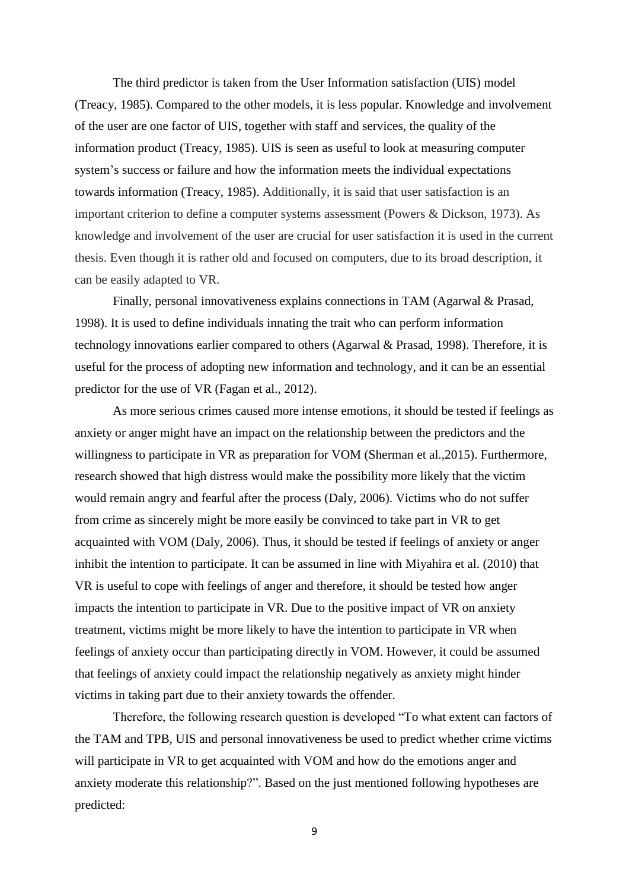The third predictor is taken from the User Information satisfaction (UIS) model (Treacy, 1985). Compared to the other models, it is less popular. Knowledge and involvement of the user are one factor of UIS, together with staff and services, the quality of the information product (Treacy, 1985). UIS is seen as useful to look at measuring computer system's success or failure and how the information meets the individual expectations towards information (Treacy, 1985). Additionally, it is said that user satisfaction is an important criterion to define a computer systems assessment (Powers & Dickson, 1973). As knowledge and involvement of the user are crucial for user satisfaction it is used in the current thesis. Even though it is rather old and focused on computers, due to its broad description, it can be easily adapted to VR.

Finally, personal innovativeness explains connections in TAM (Agarwal & Prasad, 1998). It is used to define individuals innating the trait who can perform information technology innovations earlier compared to others (Agarwal & Prasad, 1998). Therefore, it is useful for the process of adopting new information and technology, and it can be an essential predictor for the use of VR (Fagan et al., 2012).

As more serious crimes caused more intense emotions, it should be tested if feelings as anxiety or anger might have an impact on the relationship between the predictors and the willingness to participate in VR as preparation for VOM (Sherman et al.,2015). Furthermore, research showed that high distress would make the possibility more likely that the victim would remain angry and fearful after the process (Daly, 2006). Victims who do not suffer from crime as sincerely might be more easily be convinced to take part in VR to get acquainted with VOM (Daly, 2006). Thus, it should be tested if feelings of anxiety or anger inhibit the intention to participate. It can be assumed in line with Miyahira et al. (2010) that VR is useful to cope with feelings of anger and therefore, it should be tested how anger impacts the intention to participate in VR. Due to the positive impact of VR on anxiety treatment, victims might be more likely to have the intention to participate in VR when feelings of anxiety occur than participating directly in VOM. However, it could be assumed that feelings of anxiety could impact the relationship negatively as anxiety might hinder victims in taking part due to their anxiety towards the offender.

Therefore, the following research question is developed "To what extent can factors of the TAM and TPB, UIS and personal innovativeness be used to predict whether crime victims will participate in VR to get acquainted with VOM and how do the emotions anger and anxiety moderate this relationship?". Based on the just mentioned following hypotheses are predicted: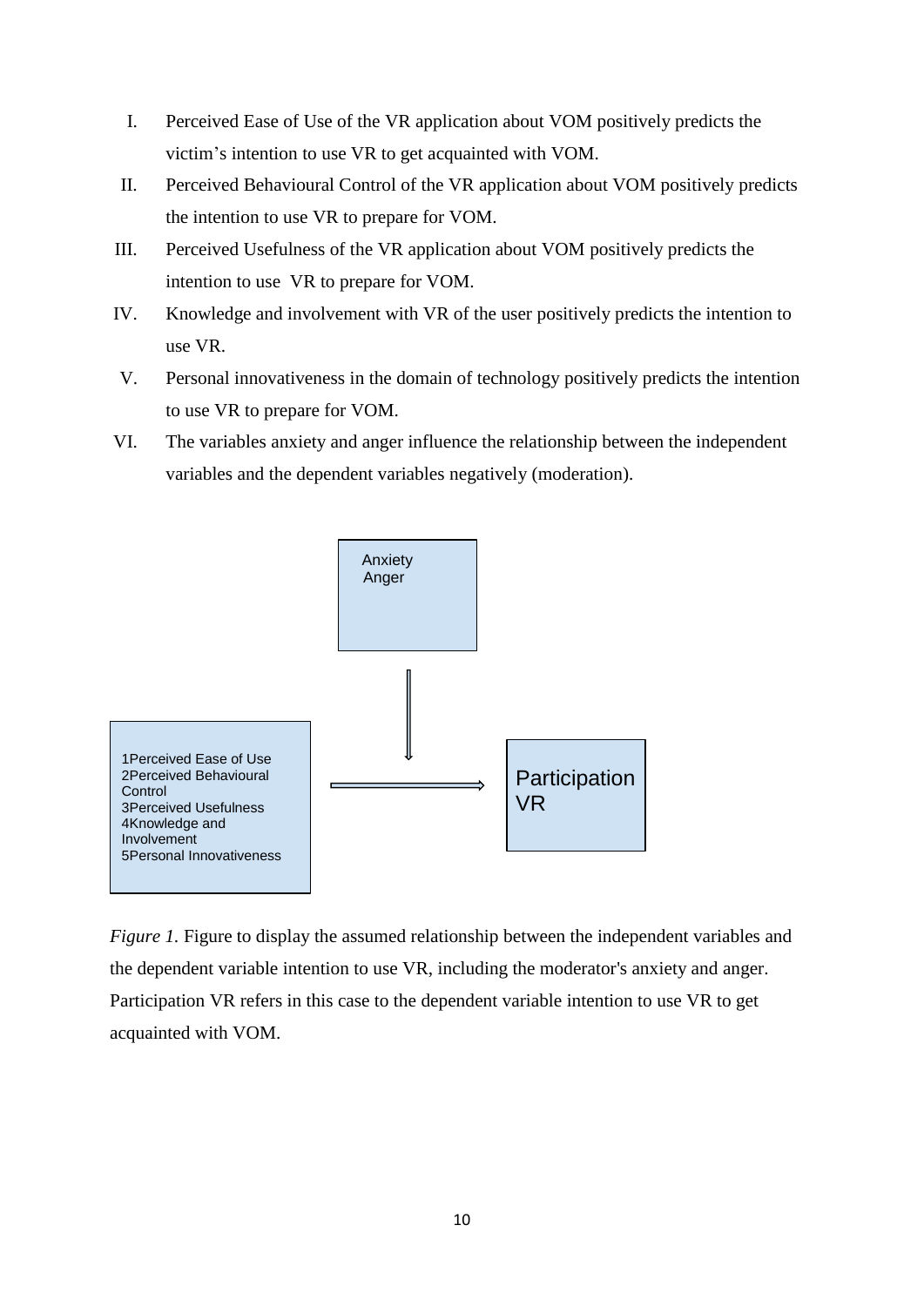I. Perceived Ease of Use of the VR application about VOM positively predicts the victim's intention to use VR to get acquainted with VOM.

II. Perceived Behavioural Control of the VR application about VOM positively predicts the intention to use VR to prepare for VOM.

III. Perceived Usefulness of the VR application about VOM positively predicts the intention to use VR to prepare for VOM.

IV. Knowledge and involvement with VR of the user positively predicts the intention to use VR.

V. Personal innovativeness in the domain of technology positively predicts the intention to use VR to prepare for VOM.

VI. The variables anxiety and anger influence the relationship between the independent variables and the dependent variables negatively (moderation).

Anxiety
Anger

1Perceived Ease of Use
2Perceived Behavioural Control
3Perceived Usefulness
4Knowledge and Involvement
5Personal Innovativeness

Participation VR

*Figure 1.* Figure to display the assumed relationship between the independent variables and the dependent variable intention to use VR, including the moderator's anxiety and anger. Participation VR refers in this case to the dependent variable intention to use VR to get acquainted with VOM.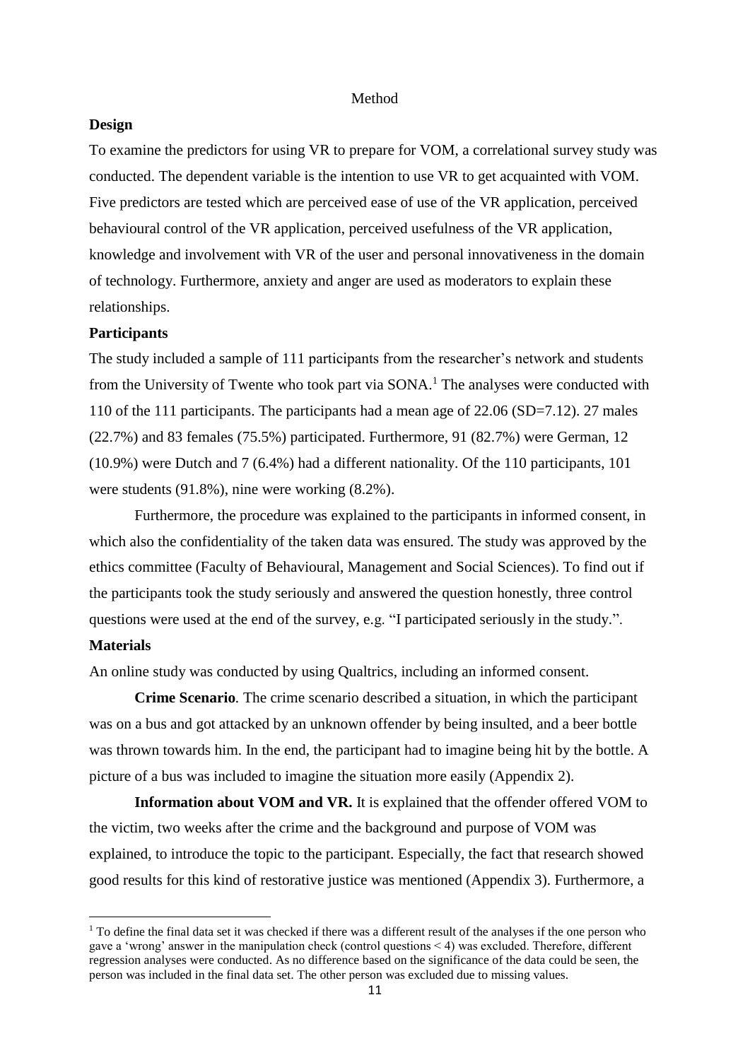# Method

## Design

To examine the predictors for using VR to prepare for VOM, a correlational survey study was conducted. The dependent variable is the intention to use VR to get acquainted with VOM. Five predictors are tested which are perceived ease of use of the VR application, perceived behavioural control of the VR application, perceived usefulness of the VR application, knowledge and involvement with VR of the user and personal innovativeness in the domain of technology. Furthermore, anxiety and anger are used as moderators to explain these relationships.

## Participants

The study included a sample of 111 participants from the researcher's network and students from the University of Twente who took part via SONA.[1] The analyses were conducted with 110 of the 111 participants. The participants had a mean age of 22.06 (SD=7.12). 27 males (22.7%) and 83 females (75.5%) participated. Furthermore, 91 (82.7%) were German, 12 (10.9%) were Dutch and 7 (6.4%) had a different nationality. Of the 110 participants, 101 were students (91.8%), nine were working (8.2%).

Furthermore, the procedure was explained to the participants in informed consent, in which also the confidentiality of the taken data was ensured. The study was approved by the ethics committee (Faculty of Behavioural, Management and Social Sciences). To find out if the participants took the study seriously and answered the question honestly, three control questions were used at the end of the survey, e.g. "I participated seriously in the study.".

## Materials

An online study was conducted by using Qualtrics, including an informed consent.

**Crime Scenario**. The crime scenario described a situation, in which the participant was on a bus and got attacked by an unknown offender by being insulted, and a beer bottle was thrown towards him. In the end, the participant had to imagine being hit by the bottle. A picture of a bus was included to imagine the situation more easily (Appendix 2).

**Information about VOM and VR.** It is explained that the offender offered VOM to the victim, two weeks after the crime and the background and purpose of VOM was explained, to introduce the topic to the participant. Especially, the fact that research showed good results for this kind of restorative justice was mentioned (Appendix 3). Furthermore, a

[1] To define the final data set it was checked if there was a different result of the analyses if the one person who gave a 'wrong' answer in the manipulation check (control questions < 4) was excluded. Therefore, different regression analyses were conducted. As no difference based on the significance of the data could be seen, the person was included in the final data set. The other person was excluded due to missing values.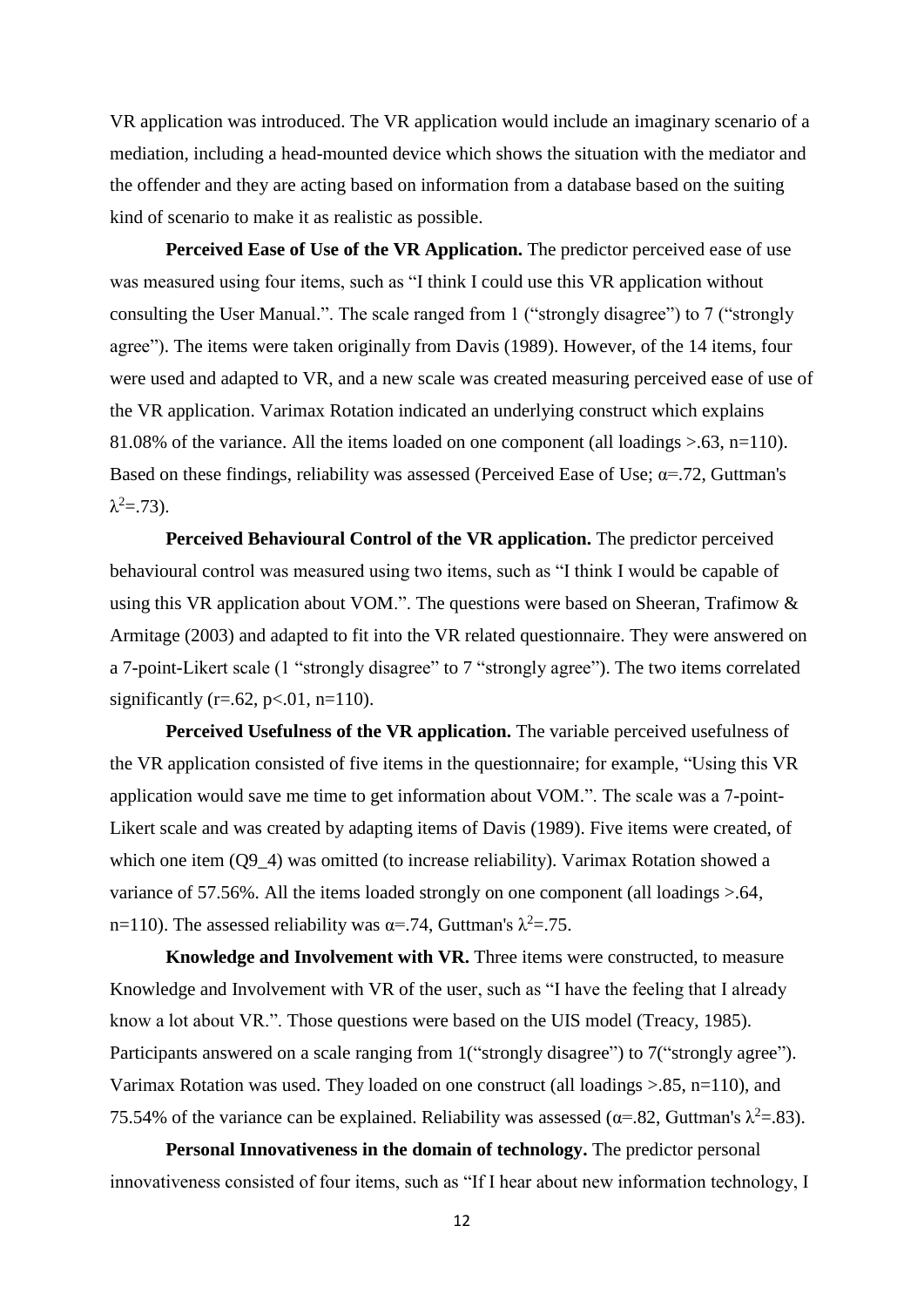VR application was introduced. The VR application would include an imaginary scenario of a mediation, including a head-mounted device which shows the situation with the mediator and the offender and they are acting based on information from a database based on the suiting kind of scenario to make it as realistic as possible.

**Perceived Ease of Use of the VR Application.** The predictor perceived ease of use was measured using four items, such as "I think I could use this VR application without consulting the User Manual.". The scale ranged from 1 ("strongly disagree") to 7 ("strongly agree"). The items were taken originally from Davis (1989). However, of the 14 items, four were used and adapted to VR, and a new scale was created measuring perceived ease of use of the VR application. Varimax Rotation indicated an underlying construct which explains 81.08% of the variance. All the items loaded on one component (all loadings >.63, n=110). Based on these findings, reliability was assessed (Perceived Ease of Use; $\alpha$=.72, Guttman's $\lambda^2$=.73).

**Perceived Behavioural Control of the VR application.** The predictor perceived behavioural control was measured using two items, such as "I think I would be capable of using this VR application about VOM.". The questions were based on Sheeran, Trafimow & Armitage (2003) and adapted to fit into the VR related questionnaire. They were answered on a 7-point-Likert scale (1 "strongly disagree" to 7 "strongly agree"). The two items correlated significantly ($r$=.62, $p$<.01, n=110).

**Perceived Usefulness of the VR application.** The variable perceived usefulness of the VR application consisted of five items in the questionnaire; for example, "Using this VR application would save me time to get information about VOM.". The scale was a 7-point-Likert scale and was created by adapting items of Davis (1989). Five items were created, of which one item (Q9_4) was omitted (to increase reliability). Varimax Rotation showed a variance of 57.56%. All the items loaded strongly on one component (all loadings >.64, n=110). The assessed reliability was $\alpha$=.74, Guttman's $\lambda^2$=.75.

**Knowledge and Involvement with VR.** Three items were constructed, to measure Knowledge and Involvement with VR of the user, such as "I have the feeling that I already know a lot about VR.". Those questions were based on the UIS model (Treacy, 1985). Participants answered on a scale ranging from 1("strongly disagree") to 7("strongly agree"). Varimax Rotation was used. They loaded on one construct (all loadings >.85, n=110), and 75.54% of the variance can be explained. Reliability was assessed ($\alpha$=.82, Guttman's $\lambda^2$=.83).

**Personal Innovativeness in the domain of technology.** The predictor personal innovativeness consisted of four items, such as "If I hear about new information technology, I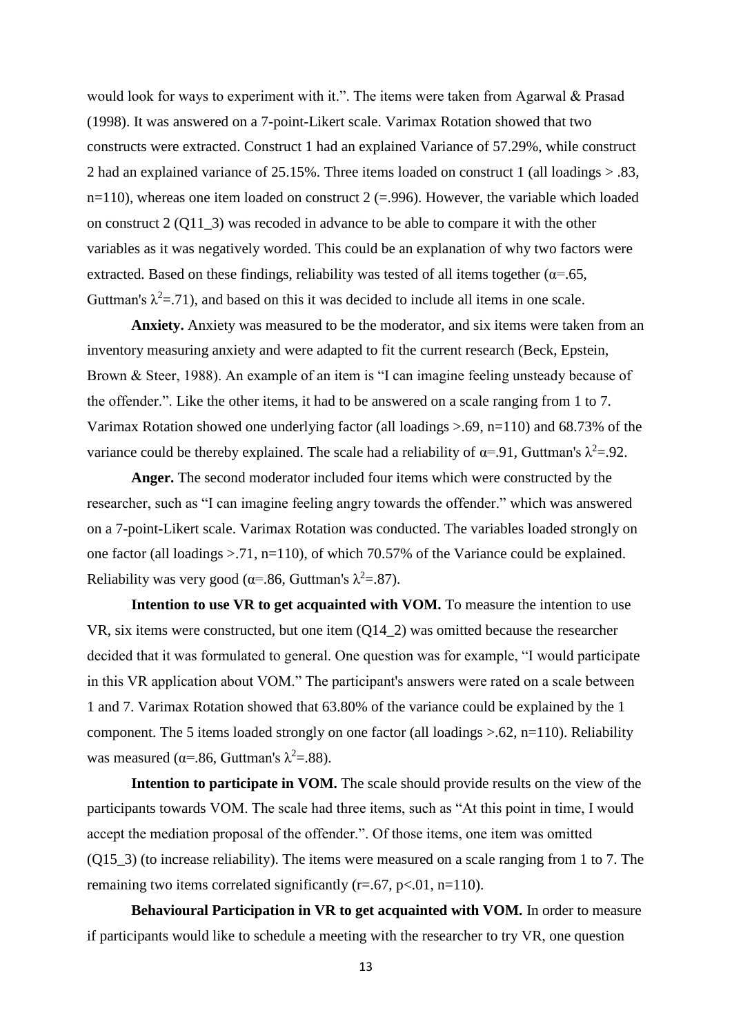would look for ways to experiment with it.". The items were taken from Agarwal & Prasad (1998). It was answered on a 7-point-Likert scale. Varimax Rotation showed that two constructs were extracted. Construct 1 had an explained Variance of 57.29%, while construct 2 had an explained variance of 25.15%. Three items loaded on construct 1 (all loadings > .83, n=110), whereas one item loaded on construct 2 (=.996). However, the variable which loaded on construct 2 (Q11_3) was recoded in advance to be able to compare it with the other variables as it was negatively worded. This could be an explanation of why two factors were extracted. Based on these findings, reliability was tested of all items together ($\alpha$=.65, Guttman's $\lambda^2$=.71), and based on this it was decided to include all items in one scale.

**Anxiety.** Anxiety was measured to be the moderator, and six items were taken from an inventory measuring anxiety and were adapted to fit the current research (Beck, Epstein, Brown & Steer, 1988). An example of an item is "I can imagine feeling unsteady because of the offender.". Like the other items, it had to be answered on a scale ranging from 1 to 7. Varimax Rotation showed one underlying factor (all loadings >.69, n=110) and 68.73% of the variance could be thereby explained. The scale had a reliability of $\alpha$=.91, Guttman's $\lambda^2$=.92.

**Anger.** The second moderator included four items which were constructed by the researcher, such as "I can imagine feeling angry towards the offender." which was answered on a 7-point-Likert scale. Varimax Rotation was conducted. The variables loaded strongly on one factor (all loadings >.71, n=110), of which 70.57% of the Variance could be explained. Reliability was very good ($\alpha$=.86, Guttman's $\lambda^2$=.87).

**Intention to use VR to get acquainted with VOM.** To measure the intention to use VR, six items were constructed, but one item (Q14_2) was omitted because the researcher decided that it was formulated to general. One question was for example, "I would participate in this VR application about VOM." The participant's answers were rated on a scale between 1 and 7. Varimax Rotation showed that 63.80% of the variance could be explained by the 1 component. The 5 items loaded strongly on one factor (all loadings >.62, n=110). Reliability was measured ($\alpha$=.86, Guttman's $\lambda^2$=.88).

**Intention to participate in VOM.** The scale should provide results on the view of the participants towards VOM. The scale had three items, such as "At this point in time, I would accept the mediation proposal of the offender.". Of those items, one item was omitted (Q15_3) (to increase reliability). The items were measured on a scale ranging from 1 to 7. The remaining two items correlated significantly ($r$=.67, $p$<.01, n=110).

**Behavioural Participation in VR to get acquainted with VOM.** In order to measure if participants would like to schedule a meeting with the researcher to try VR, one question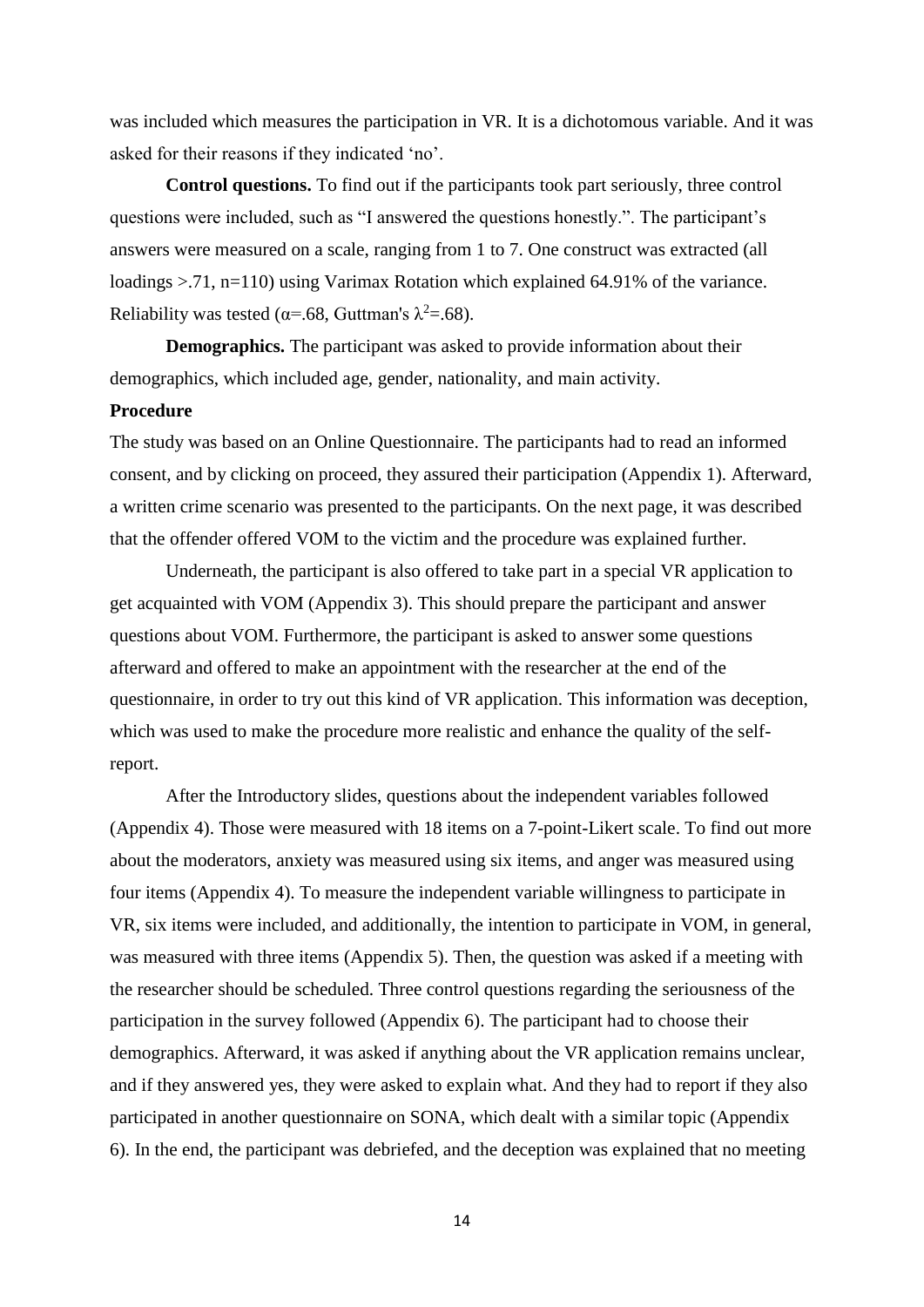was included which measures the participation in VR. It is a dichotomous variable. And it was asked for their reasons if they indicated 'no'.

**Control questions.** To find out if the participants took part seriously, three control questions were included, such as "I answered the questions honestly.". The participant's answers were measured on a scale, ranging from 1 to 7. One construct was extracted (all loadings >.71, n=110) using Varimax Rotation which explained 64.91% of the variance. Reliability was tested ($\alpha$=.68, Guttman's $\lambda^2$=.68).

**Demographics.** The participant was asked to provide information about their demographics, which included age, gender, nationality, and main activity.

**Procedure**

The study was based on an Online Questionnaire. The participants had to read an informed consent, and by clicking on proceed, they assured their participation (Appendix 1). Afterward, a written crime scenario was presented to the participants. On the next page, it was described that the offender offered VOM to the victim and the procedure was explained further.

Underneath, the participant is also offered to take part in a special VR application to get acquainted with VOM (Appendix 3). This should prepare the participant and answer questions about VOM. Furthermore, the participant is asked to answer some questions afterward and offered to make an appointment with the researcher at the end of the questionnaire, in order to try out this kind of VR application. This information was deception, which was used to make the procedure more realistic and enhance the quality of the self-report.

After the Introductory slides, questions about the independent variables followed (Appendix 4). Those were measured with 18 items on a 7-point-Likert scale. To find out more about the moderators, anxiety was measured using six items, and anger was measured using four items (Appendix 4). To measure the independent variable willingness to participate in VR, six items were included, and additionally, the intention to participate in VOM, in general, was measured with three items (Appendix 5). Then, the question was asked if a meeting with the researcher should be scheduled. Three control questions regarding the seriousness of the participation in the survey followed (Appendix 6). The participant had to choose their demographics. Afterward, it was asked if anything about the VR application remains unclear, and if they answered yes, they were asked to explain what. And they had to report if they also participated in another questionnaire on SONA, which dealt with a similar topic (Appendix 6). In the end, the participant was debriefed, and the deception was explained that no meeting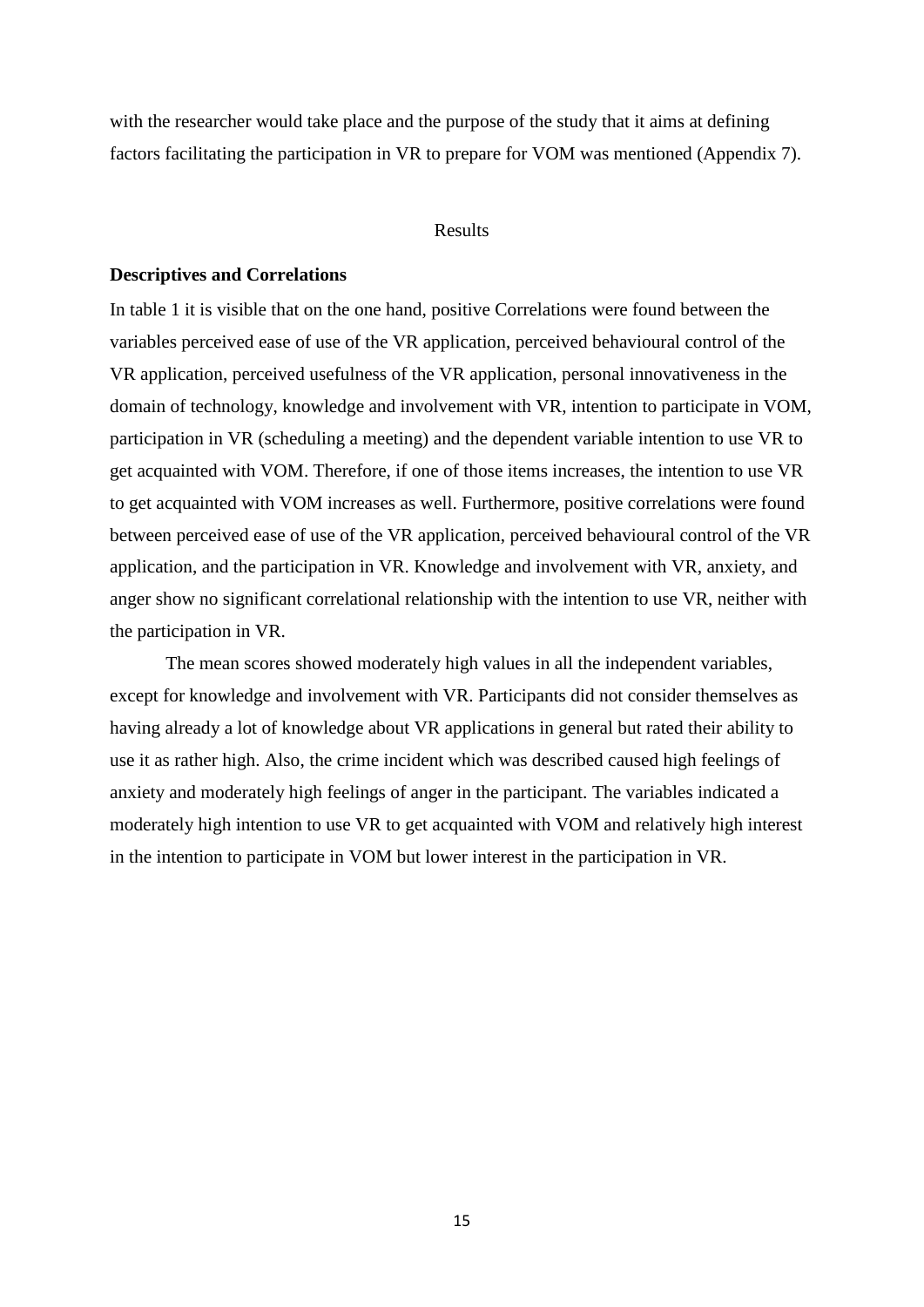with the researcher would take place and the purpose of the study that it aims at defining factors facilitating the participation in VR to prepare for VOM was mentioned (Appendix 7).

# Results

## Descriptives and Correlations

In table 1 it is visible that on the one hand, positive Correlations were found between the variables perceived ease of use of the VR application, perceived behavioural control of the VR application, perceived usefulness of the VR application, personal innovativeness in the domain of technology, knowledge and involvement with VR, intention to participate in VOM, participation in VR (scheduling a meeting) and the dependent variable intention to use VR to get acquainted with VOM. Therefore, if one of those items increases, the intention to use VR to get acquainted with VOM increases as well. Furthermore, positive correlations were found between perceived ease of use of the VR application, perceived behavioural control of the VR application, and the participation in VR. Knowledge and involvement with VR, anxiety, and anger show no significant correlational relationship with the intention to use VR, neither with the participation in VR.

The mean scores showed moderately high values in all the independent variables, except for knowledge and involvement with VR. Participants did not consider themselves as having already a lot of knowledge about VR applications in general but rated their ability to use it as rather high. Also, the crime incident which was described caused high feelings of anxiety and moderately high feelings of anger in the participant. The variables indicated a moderately high intention to use VR to get acquainted with VOM and relatively high interest in the intention to participate in VOM but lower interest in the participation in VR.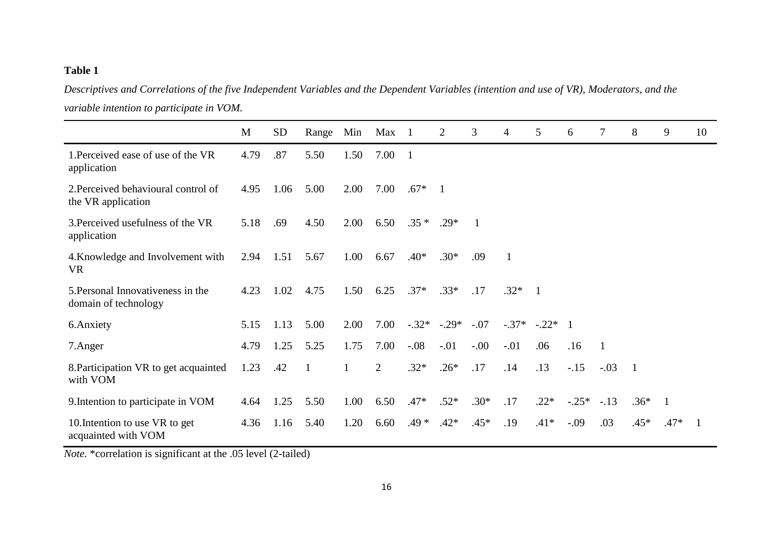**Table 1**

*Descriptives and Correlations of the five Independent Variables and the Dependent Variables (intention and use of VR), Moderators, and the variable intention to participate in VOM.*

| | M | SD | Range | Min | Max | 1 | 2 | 3 | 4 | 5 | 6 | 7 | 8 | 9 | 10 |
|---|---|---|---|---|---|---|---|---|---|---|---|---|---|---|---|
| 1.Perceived ease of use of the VR application | 4.79 | .87 | 5.50 | 1.50 | 7.00 | 1 | | | | | | | | | |
| 2.Perceived behavioural control of the VR application | 4.95 | 1.06 | 5.00 | 2.00 | 7.00 | .67* | 1 | | | | | | | | |
| 3.Perceived usefulness of the VR application | 5.18 | .69 | 4.50 | 2.00 | 6.50 | .35 * | .29* | 1 | | | | | | | |
| 4.Knowledge and Involvement with VR | 2.94 | 1.51 | 5.67 | 1.00 | 6.67 | .40* | .30* | .09 | 1 | | | | | | |
| 5.Personal Innovativeness in the domain of technology | 4.23 | 1.02 | 4.75 | 1.50 | 6.25 | .37* | .33* | .17 | .32* | 1 | | | | | |
| 6.Anxiety | 5.15 | 1.13 | 5.00 | 2.00 | 7.00 | -.32* | -.29* | -.07 | -.37* | -.22* | 1 | | | | |
| 7.Anger | 4.79 | 1.25 | 5.25 | 1.75 | 7.00 | -.08 | -.01 | -.00 | -.01 | .06 | .16 | 1 | | | |
| 8.Participation VR to get acquainted with VOM | 1.23 | .42 | 1 | 1 | 2 | .32* | .26* | .17 | .14 | .13 | -.15 | -.03 | 1 | | |
| 9.Intention to participate in VOM | 4.64 | 1.25 | 5.50 | 1.00 | 6.50 | .47* | .52* | .30* | .17 | .22* | -.25* | -.13 | .36* | 1 | |
| 10.Intention to use VR to get acquainted with VOM | 4.36 | 1.16 | 5.40 | 1.20 | 6.60 | .49 * | .42* | .45* | .19 | .41* | -.09 | .03 | .45* | .47* | 1 |

*Note.* *correlation is significant at the .05 level (2-tailed)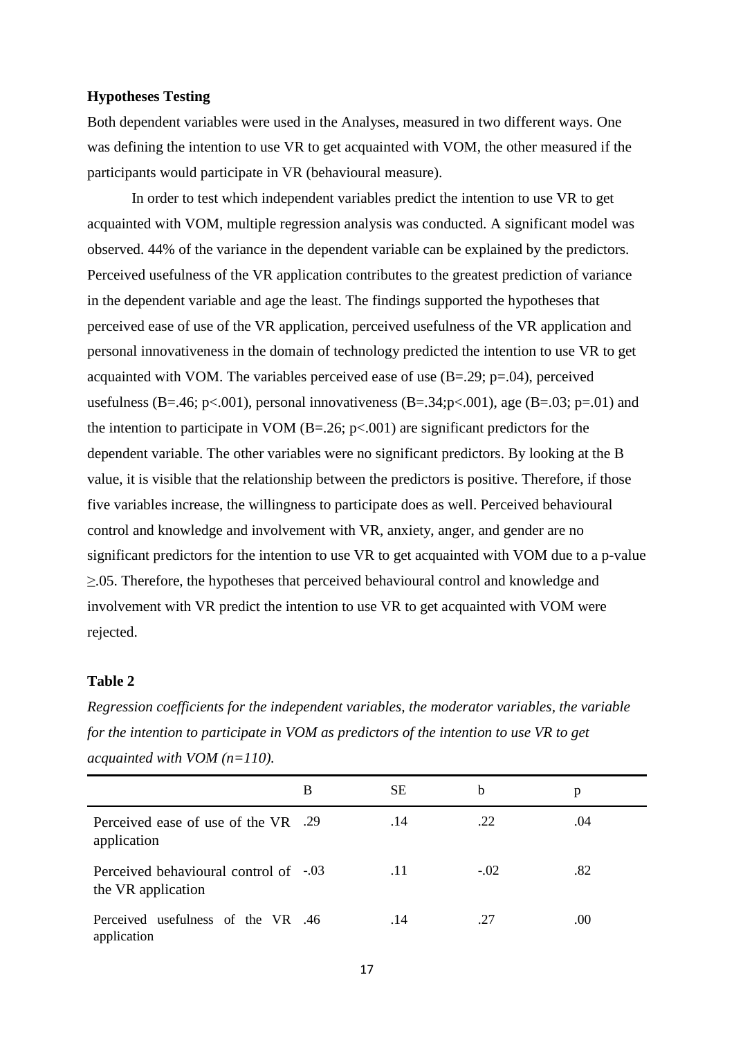**Hypotheses Testing**

Both dependent variables were used in the Analyses, measured in two different ways. One was defining the intention to use VR to get acquainted with VOM, the other measured if the participants would participate in VR (behavioural measure).

In order to test which independent variables predict the intention to use VR to get acquainted with VOM, multiple regression analysis was conducted. A significant model was observed. 44% of the variance in the dependent variable can be explained by the predictors. Perceived usefulness of the VR application contributes to the greatest prediction of variance in the dependent variable and age the least. The findings supported the hypotheses that perceived ease of use of the VR application, perceived usefulness of the VR application and personal innovativeness in the domain of technology predicted the intention to use VR to get acquainted with VOM. The variables perceived ease of use ($B=.29$; $p=.04$), perceived usefulness ($B=.46$; $p<.001$), personal innovativeness ($B=.34$;$p<.001$), age ($B=.03$; $p=.01$) and the intention to participate in VOM ($B=.26$; $p<.001$) are significant predictors for the dependent variable. The other variables were no significant predictors. By looking at the B value, it is visible that the relationship between the predictors is positive. Therefore, if those five variables increase, the willingness to participate does as well. Perceived behavioural control and knowledge and involvement with VR, anxiety, anger, and gender are no significant predictors for the intention to use VR to get acquainted with VOM due to a p-value $\geq .05$. Therefore, the hypotheses that perceived behavioural control and knowledge and involvement with VR predict the intention to use VR to get acquainted with VOM were rejected.

**Table 2**

*Regression coefficients for the independent variables, the moderator variables, the variable for the intention to participate in VOM as predictors of the intention to use VR to get acquainted with VOM (n=110).*

| | B | SE | b | p |
|---|---|---|---|---|
| Perceived ease of use of the VR application | .29 | .14 | .22 | .04 |
| Perceived behavioural control of the VR application | -.03 | .11 | -.02 | .82 |
| Perceived usefulness of the VR application | .46 | .14 | .27 | .00 |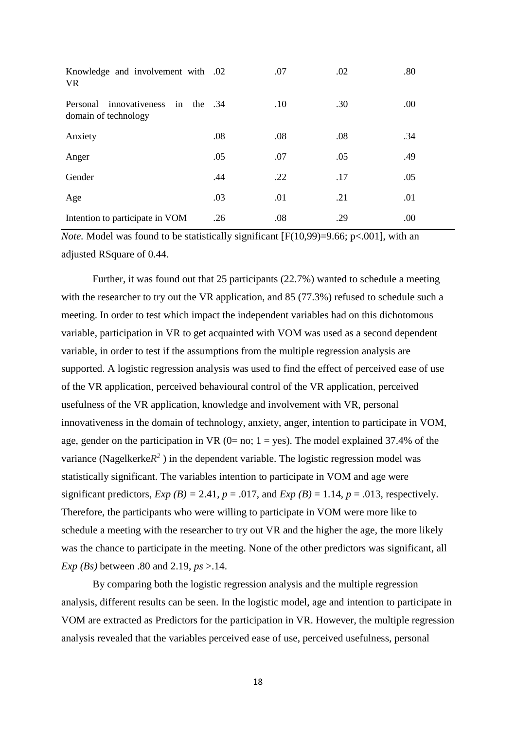| | | | | |
|---|---|---|---|---|
| Knowledge and involvement with VR | .02 | .07 | .02 | .80 |
| Personal innovativeness in the domain of technology | .34 | .10 | .30 | .00 |
| Anxiety | .08 | .08 | .08 | .34 |
| Anger | .05 | .07 | .05 | .49 |
| Gender | .44 | .22 | .17 | .05 |
| Age | .03 | .01 | .21 | .01 |
| Intention to participate in VOM | .26 | .08 | .29 | .00 |

*Note.* Model was found to be statistically significant [F(10,99)=9.66; p<.001], with an adjusted RSquare of 0.44.

Further, it was found out that 25 participants (22.7%) wanted to schedule a meeting with the researcher to try out the VR application, and 85 (77.3%) refused to schedule such a meeting. In order to test which impact the independent variables had on this dichotomous variable, participation in VR to get acquainted with VOM was used as a second dependent variable, in order to test if the assumptions from the multiple regression analysis are supported. A logistic regression analysis was used to find the effect of perceived ease of use of the VR application, perceived behavioural control of the VR application, perceived usefulness of the VR application, knowledge and involvement with VR, personal innovativeness in the domain of technology, anxiety, anger, intention to participate in VOM, age, gender on the participation in VR (0= no; 1 = yes). The model explained 37.4% of the variance (Nagelkerke$R^2$ ) in the dependent variable. The logistic regression model was statistically significant. The variables intention to participate in VOM and age were significant predictors, *Exp (B)* = 2.41, *p* = .017, and *Exp (B)* = 1.14, *p* = .013, respectively. Therefore, the participants who were willing to participate in VOM were more like to schedule a meeting with the researcher to try out VR and the higher the age, the more likely was the chance to participate in the meeting. None of the other predictors was significant, all *Exp (Bs)* between .80 and 2.19, *ps* >.14.

By comparing both the logistic regression analysis and the multiple regression analysis, different results can be seen. In the logistic model, age and intention to participate in VOM are extracted as Predictors for the participation in VR. However, the multiple regression analysis revealed that the variables perceived ease of use, perceived usefulness, personal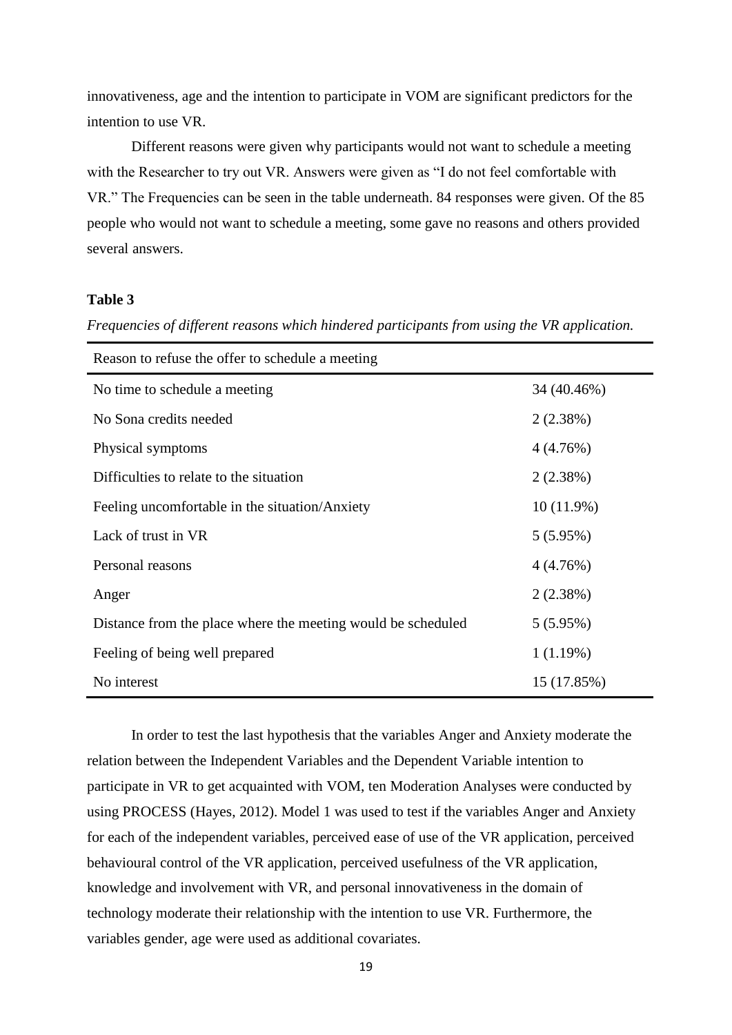innovativeness, age and the intention to participate in VOM are significant predictors for the intention to use VR.

Different reasons were given why participants would not want to schedule a meeting with the Researcher to try out VR. Answers were given as "I do not feel comfortable with VR." The Frequencies can be seen in the table underneath. 84 responses were given. Of the 85 people who would not want to schedule a meeting, some gave no reasons and others provided several answers.

**Table 3**

*Frequencies of different reasons which hindered participants from using the VR application.*

| Reason to refuse the offer to schedule a meeting | |
|---|---|
| No time to schedule a meeting | 34 (40.46%) |
| No Sona credits needed | 2 (2.38%) |
| Physical symptoms | 4 (4.76%) |
| Difficulties to relate to the situation | 2 (2.38%) |
| Feeling uncomfortable in the situation/Anxiety | 10 (11.9%) |
| Lack of trust in VR | 5 (5.95%) |
| Personal reasons | 4 (4.76%) |
| Anger | 2 (2.38%) |
| Distance from the place where the meeting would be scheduled | 5 (5.95%) |
| Feeling of being well prepared | 1 (1.19%) |
| No interest | 15 (17.85%) |

In order to test the last hypothesis that the variables Anger and Anxiety moderate the relation between the Independent Variables and the Dependent Variable intention to participate in VR to get acquainted with VOM, ten Moderation Analyses were conducted by using PROCESS (Hayes, 2012). Model 1 was used to test if the variables Anger and Anxiety for each of the independent variables, perceived ease of use of the VR application, perceived behavioural control of the VR application, perceived usefulness of the VR application, knowledge and involvement with VR, and personal innovativeness in the domain of technology moderate their relationship with the intention to use VR. Furthermore, the variables gender, age were used as additional covariates.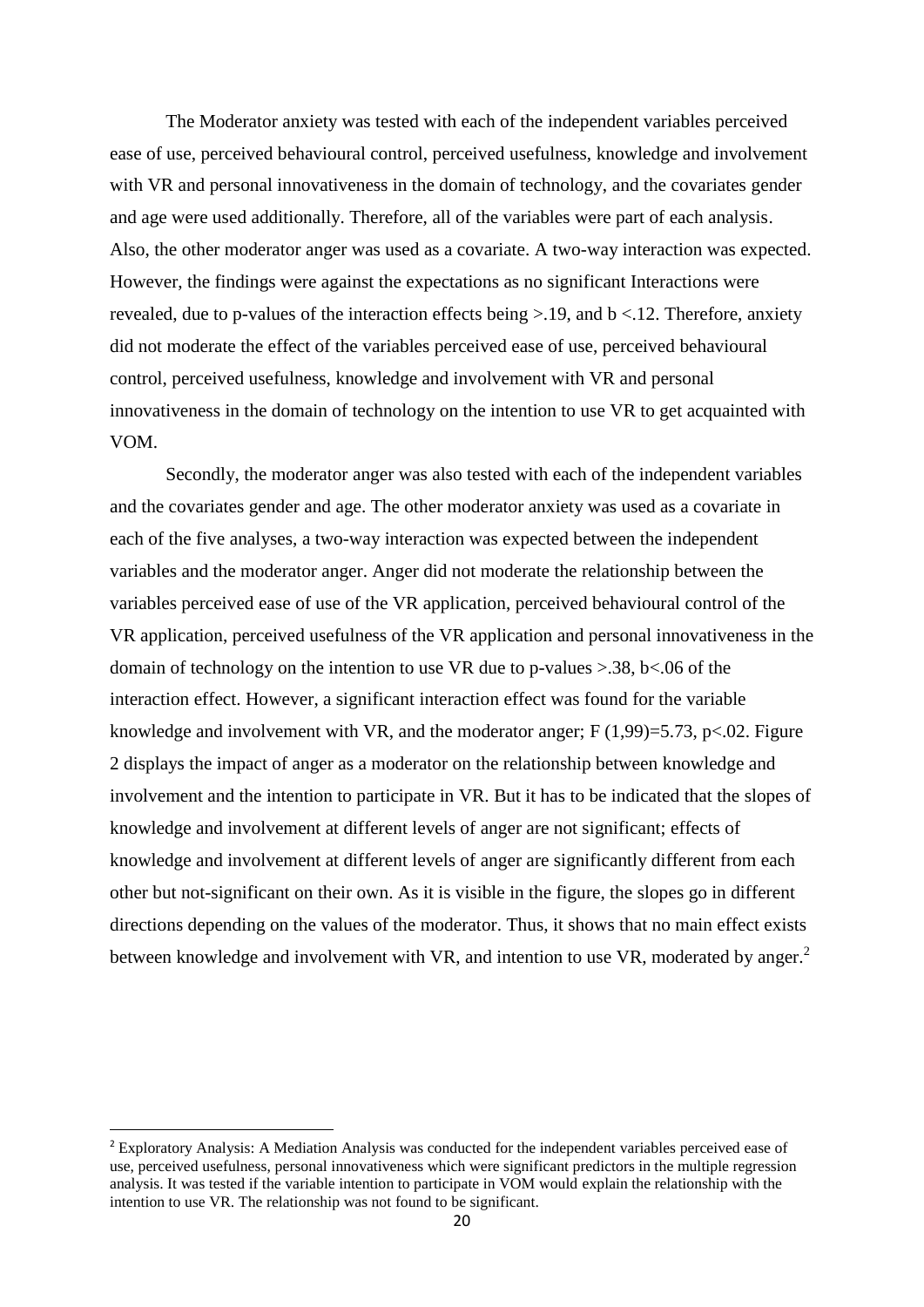The Moderator anxiety was tested with each of the independent variables perceived ease of use, perceived behavioural control, perceived usefulness, knowledge and involvement with VR and personal innovativeness in the domain of technology, and the covariates gender and age were used additionally. Therefore, all of the variables were part of each analysis. Also, the other moderator anger was used as a covariate. A two-way interaction was expected. However, the findings were against the expectations as no significant Interactions were revealed, due to p-values of the interaction effects being $>.19$, and $b <.12$. Therefore, anxiety did not moderate the effect of the variables perceived ease of use, perceived behavioural control, perceived usefulness, knowledge and involvement with VR and personal innovativeness in the domain of technology on the intention to use VR to get acquainted with VOM.

Secondly, the moderator anger was also tested with each of the independent variables and the covariates gender and age. The other moderator anxiety was used as a covariate in each of the five analyses, a two-way interaction was expected between the independent variables and the moderator anger. Anger did not moderate the relationship between the variables perceived ease of use of the VR application, perceived behavioural control of the VR application, perceived usefulness of the VR application and personal innovativeness in the domain of technology on the intention to use VR due to p-values $>.38$, $b<.06$ of the interaction effect. However, a significant interaction effect was found for the variable knowledge and involvement with VR, and the moderator anger; $F(1,99)=5.73$, $p<.02$. Figure 2 displays the impact of anger as a moderator on the relationship between knowledge and involvement and the intention to participate in VR. But it has to be indicated that the slopes of knowledge and involvement at different levels of anger are not significant; effects of knowledge and involvement at different levels of anger are significantly different from each other but not-significant on their own. As it is visible in the figure, the slopes go in different directions depending on the values of the moderator. Thus, it shows that no main effect exists between knowledge and involvement with VR, and intention to use VR, moderated by anger.[2]

[2] Exploratory Analysis: A Mediation Analysis was conducted for the independent variables perceived ease of use, perceived usefulness, personal innovativeness which were significant predictors in the multiple regression analysis. It was tested if the variable intention to participate in VOM would explain the relationship with the intention to use VR. The relationship was not found to be significant.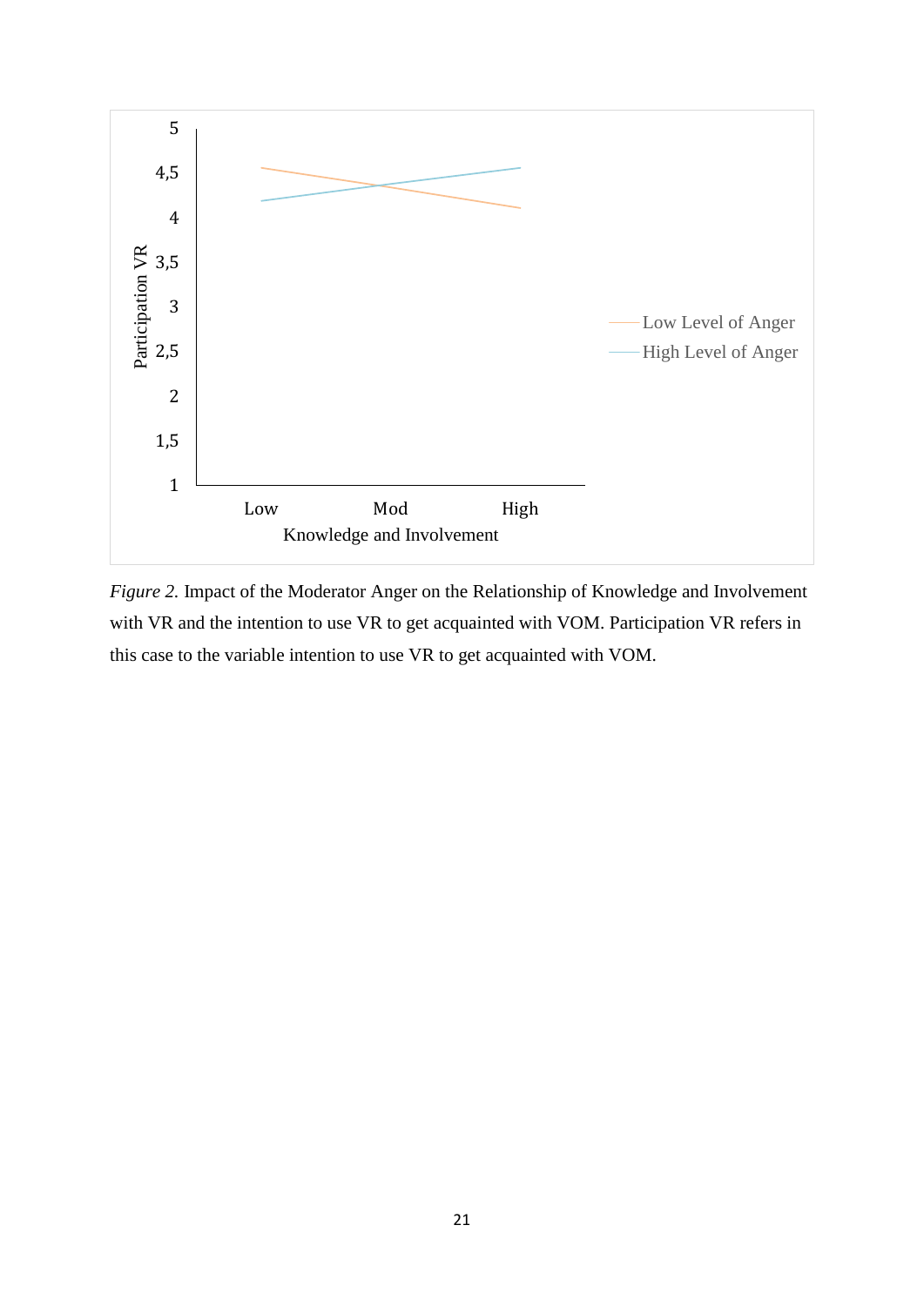*Figure 2.* Impact of the Moderator Anger on the Relationship of Knowledge and Involvement with VR and the intention to use VR to get acquainted with VOM. Participation VR refers in this case to the variable intention to use VR to get acquainted with VOM.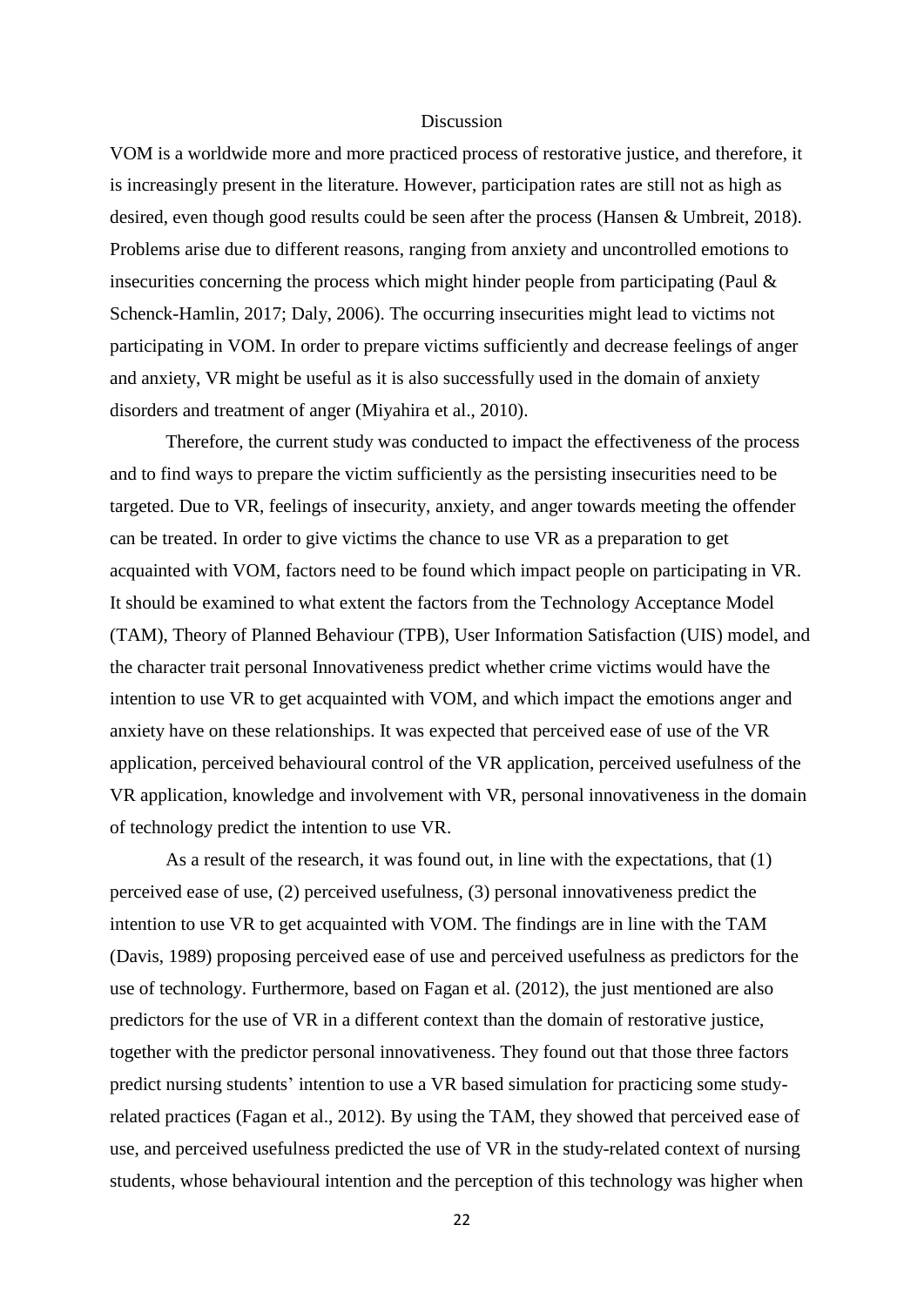# Discussion

VOM is a worldwide more and more practiced process of restorative justice, and therefore, it is increasingly present in the literature. However, participation rates are still not as high as desired, even though good results could be seen after the process (Hansen & Umbreit, 2018). Problems arise due to different reasons, ranging from anxiety and uncontrolled emotions to insecurities concerning the process which might hinder people from participating (Paul & Schenck-Hamlin, 2017; Daly, 2006). The occurring insecurities might lead to victims not participating in VOM. In order to prepare victims sufficiently and decrease feelings of anger and anxiety, VR might be useful as it is also successfully used in the domain of anxiety disorders and treatment of anger (Miyahira et al., 2010).

Therefore, the current study was conducted to impact the effectiveness of the process and to find ways to prepare the victim sufficiently as the persisting insecurities need to be targeted. Due to VR, feelings of insecurity, anxiety, and anger towards meeting the offender can be treated. In order to give victims the chance to use VR as a preparation to get acquainted with VOM, factors need to be found which impact people on participating in VR. It should be examined to what extent the factors from the Technology Acceptance Model (TAM), Theory of Planned Behaviour (TPB), User Information Satisfaction (UIS) model, and the character trait personal Innovativeness predict whether crime victims would have the intention to use VR to get acquainted with VOM, and which impact the emotions anger and anxiety have on these relationships. It was expected that perceived ease of use of the VR application, perceived behavioural control of the VR application, perceived usefulness of the VR application, knowledge and involvement with VR, personal innovativeness in the domain of technology predict the intention to use VR.

As a result of the research, it was found out, in line with the expectations, that (1) perceived ease of use, (2) perceived usefulness, (3) personal innovativeness predict the intention to use VR to get acquainted with VOM. The findings are in line with the TAM (Davis, 1989) proposing perceived ease of use and perceived usefulness as predictors for the use of technology. Furthermore, based on Fagan et al. (2012), the just mentioned are also predictors for the use of VR in a different context than the domain of restorative justice, together with the predictor personal innovativeness. They found out that those three factors predict nursing students' intention to use a VR based simulation for practicing some study-related practices (Fagan et al., 2012). By using the TAM, they showed that perceived ease of use, and perceived usefulness predicted the use of VR in the study-related context of nursing students, whose behavioural intention and the perception of this technology was higher when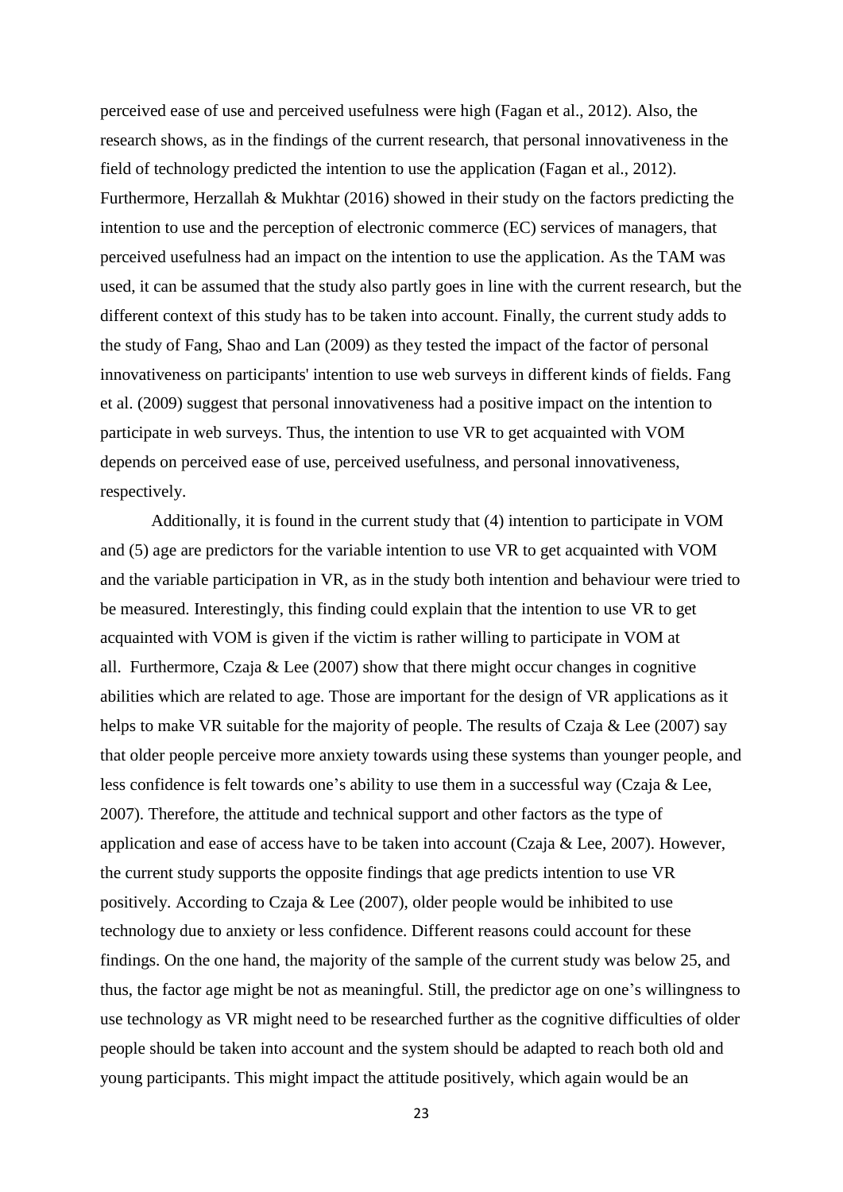perceived ease of use and perceived usefulness were high (Fagan et al., 2012). Also, the research shows, as in the findings of the current research, that personal innovativeness in the field of technology predicted the intention to use the application (Fagan et al., 2012). Furthermore, Herzallah & Mukhtar (2016) showed in their study on the factors predicting the intention to use and the perception of electronic commerce (EC) services of managers, that perceived usefulness had an impact on the intention to use the application. As the TAM was used, it can be assumed that the study also partly goes in line with the current research, but the different context of this study has to be taken into account. Finally, the current study adds to the study of Fang, Shao and Lan (2009) as they tested the impact of the factor of personal innovativeness on participants' intention to use web surveys in different kinds of fields. Fang et al. (2009) suggest that personal innovativeness had a positive impact on the intention to participate in web surveys. Thus, the intention to use VR to get acquainted with VOM depends on perceived ease of use, perceived usefulness, and personal innovativeness, respectively.

Additionally, it is found in the current study that (4) intention to participate in VOM and (5) age are predictors for the variable intention to use VR to get acquainted with VOM and the variable participation in VR, as in the study both intention and behaviour were tried to be measured. Interestingly, this finding could explain that the intention to use VR to get acquainted with VOM is given if the victim is rather willing to participate in VOM at all. Furthermore, Czaja & Lee (2007) show that there might occur changes in cognitive abilities which are related to age. Those are important for the design of VR applications as it helps to make VR suitable for the majority of people. The results of Czaja & Lee (2007) say that older people perceive more anxiety towards using these systems than younger people, and less confidence is felt towards one's ability to use them in a successful way (Czaja & Lee, 2007). Therefore, the attitude and technical support and other factors as the type of application and ease of access have to be taken into account (Czaja & Lee, 2007). However, the current study supports the opposite findings that age predicts intention to use VR positively. According to Czaja & Lee (2007), older people would be inhibited to use technology due to anxiety or less confidence. Different reasons could account for these findings. On the one hand, the majority of the sample of the current study was below 25, and thus, the factor age might be not as meaningful. Still, the predictor age on one's willingness to use technology as VR might need to be researched further as the cognitive difficulties of older people should be taken into account and the system should be adapted to reach both old and young participants. This might impact the attitude positively, which again would be an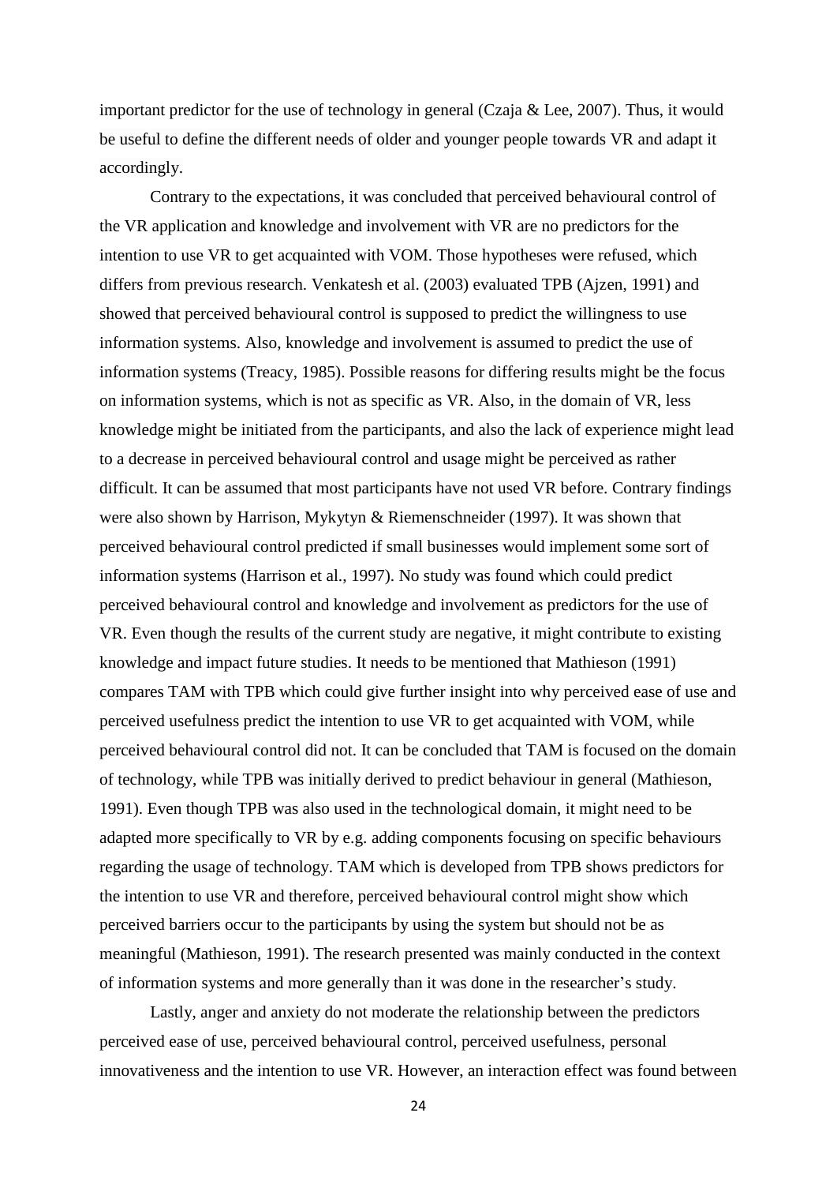important predictor for the use of technology in general (Czaja & Lee, 2007). Thus, it would be useful to define the different needs of older and younger people towards VR and adapt it accordingly.

Contrary to the expectations, it was concluded that perceived behavioural control of the VR application and knowledge and involvement with VR are no predictors for the intention to use VR to get acquainted with VOM. Those hypotheses were refused, which differs from previous research. Venkatesh et al. (2003) evaluated TPB (Ajzen, 1991) and showed that perceived behavioural control is supposed to predict the willingness to use information systems. Also, knowledge and involvement is assumed to predict the use of information systems (Treacy, 1985). Possible reasons for differing results might be the focus on information systems, which is not as specific as VR. Also, in the domain of VR, less knowledge might be initiated from the participants, and also the lack of experience might lead to a decrease in perceived behavioural control and usage might be perceived as rather difficult. It can be assumed that most participants have not used VR before. Contrary findings were also shown by Harrison, Mykytyn & Riemenschneider (1997). It was shown that perceived behavioural control predicted if small businesses would implement some sort of information systems (Harrison et al., 1997). No study was found which could predict perceived behavioural control and knowledge and involvement as predictors for the use of VR. Even though the results of the current study are negative, it might contribute to existing knowledge and impact future studies. It needs to be mentioned that Mathieson (1991) compares TAM with TPB which could give further insight into why perceived ease of use and perceived usefulness predict the intention to use VR to get acquainted with VOM, while perceived behavioural control did not. It can be concluded that TAM is focused on the domain of technology, while TPB was initially derived to predict behaviour in general (Mathieson, 1991). Even though TPB was also used in the technological domain, it might need to be adapted more specifically to VR by e.g. adding components focusing on specific behaviours regarding the usage of technology. TAM which is developed from TPB shows predictors for the intention to use VR and therefore, perceived behavioural control might show which perceived barriers occur to the participants by using the system but should not be as meaningful (Mathieson, 1991). The research presented was mainly conducted in the context of information systems and more generally than it was done in the researcher's study.

Lastly, anger and anxiety do not moderate the relationship between the predictors perceived ease of use, perceived behavioural control, perceived usefulness, personal innovativeness and the intention to use VR. However, an interaction effect was found between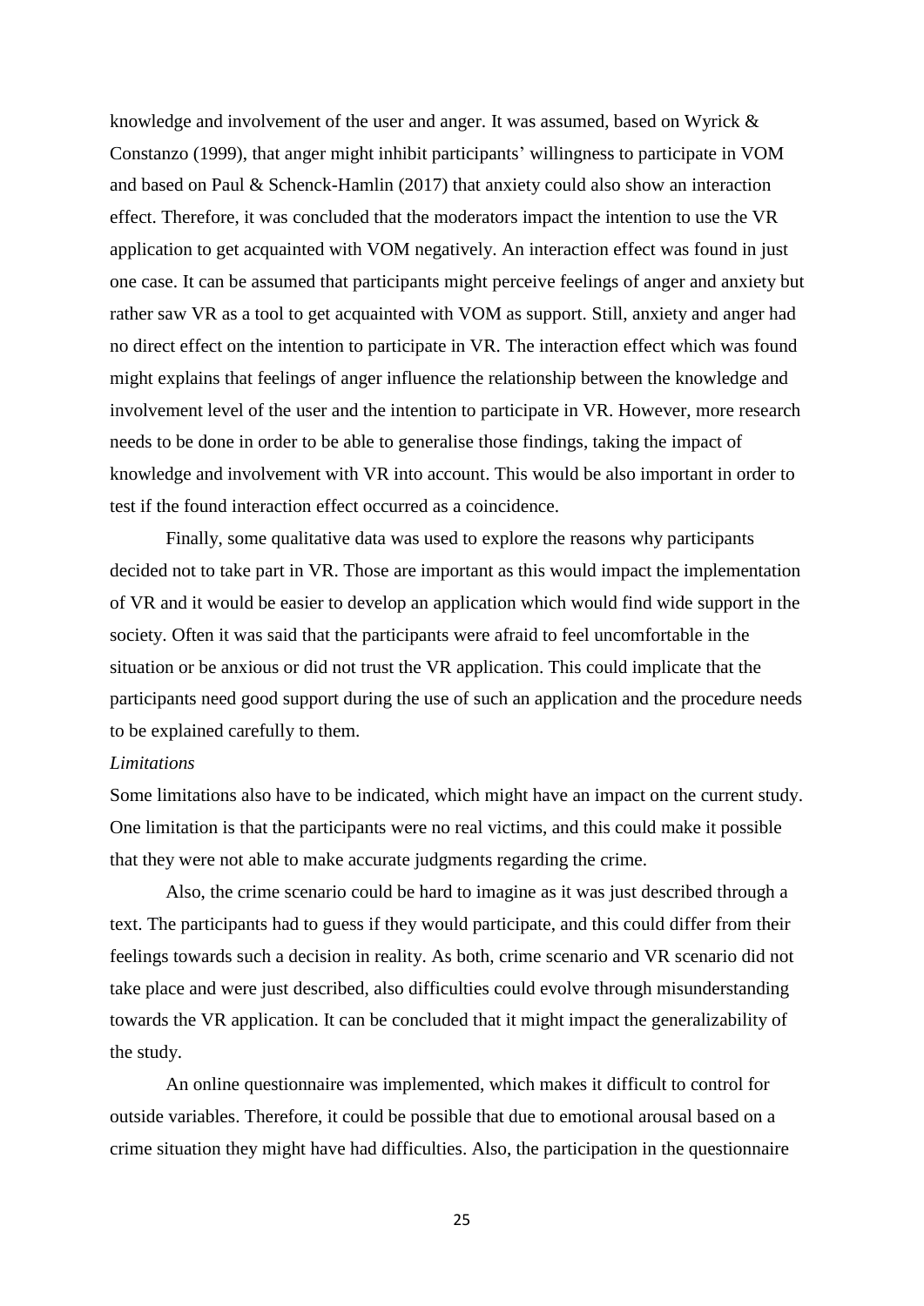knowledge and involvement of the user and anger. It was assumed, based on Wyrick & Constanzo (1999), that anger might inhibit participants' willingness to participate in VOM and based on Paul & Schenck-Hamlin (2017) that anxiety could also show an interaction effect. Therefore, it was concluded that the moderators impact the intention to use the VR application to get acquainted with VOM negatively. An interaction effect was found in just one case. It can be assumed that participants might perceive feelings of anger and anxiety but rather saw VR as a tool to get acquainted with VOM as support. Still, anxiety and anger had no direct effect on the intention to participate in VR. The interaction effect which was found might explains that feelings of anger influence the relationship between the knowledge and involvement level of the user and the intention to participate in VR. However, more research needs to be done in order to be able to generalise those findings, taking the impact of knowledge and involvement with VR into account. This would be also important in order to test if the found interaction effect occurred as a coincidence.

Finally, some qualitative data was used to explore the reasons why participants decided not to take part in VR. Those are important as this would impact the implementation of VR and it would be easier to develop an application which would find wide support in the society. Often it was said that the participants were afraid to feel uncomfortable in the situation or be anxious or did not trust the VR application. This could implicate that the participants need good support during the use of such an application and the procedure needs to be explained carefully to them.

*Limitations*

Some limitations also have to be indicated, which might have an impact on the current study. One limitation is that the participants were no real victims, and this could make it possible that they were not able to make accurate judgments regarding the crime.

Also, the crime scenario could be hard to imagine as it was just described through a text. The participants had to guess if they would participate, and this could differ from their feelings towards such a decision in reality. As both, crime scenario and VR scenario did not take place and were just described, also difficulties could evolve through misunderstanding towards the VR application. It can be concluded that it might impact the generalizability of the study.

An online questionnaire was implemented, which makes it difficult to control for outside variables. Therefore, it could be possible that due to emotional arousal based on a crime situation they might have had difficulties. Also, the participation in the questionnaire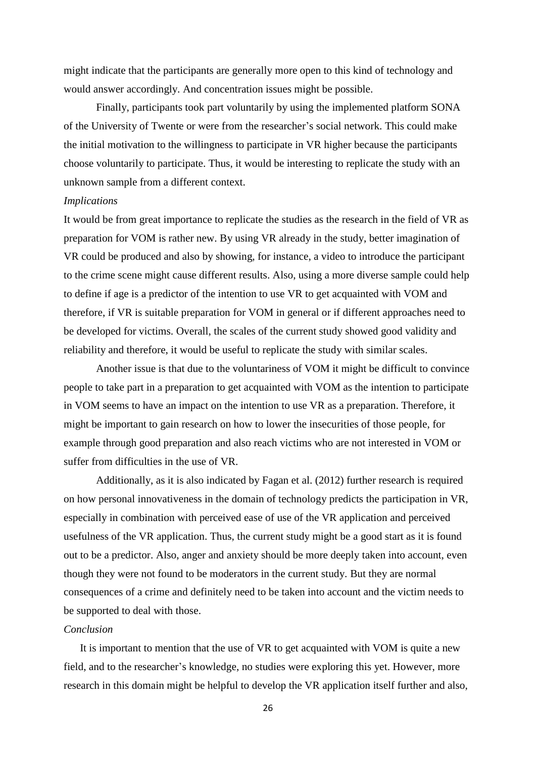might indicate that the participants are generally more open to this kind of technology and would answer accordingly. And concentration issues might be possible.

Finally, participants took part voluntarily by using the implemented platform SONA of the University of Twente or were from the researcher's social network. This could make the initial motivation to the willingness to participate in VR higher because the participants choose voluntarily to participate. Thus, it would be interesting to replicate the study with an unknown sample from a different context.

*Implications*

It would be from great importance to replicate the studies as the research in the field of VR as preparation for VOM is rather new. By using VR already in the study, better imagination of VR could be produced and also by showing, for instance, a video to introduce the participant to the crime scene might cause different results. Also, using a more diverse sample could help to define if age is a predictor of the intention to use VR to get acquainted with VOM and therefore, if VR is suitable preparation for VOM in general or if different approaches need to be developed for victims. Overall, the scales of the current study showed good validity and reliability and therefore, it would be useful to replicate the study with similar scales.

Another issue is that due to the voluntariness of VOM it might be difficult to convince people to take part in a preparation to get acquainted with VOM as the intention to participate in VOM seems to have an impact on the intention to use VR as a preparation. Therefore, it might be important to gain research on how to lower the insecurities of those people, for example through good preparation and also reach victims who are not interested in VOM or suffer from difficulties in the use of VR.

Additionally, as it is also indicated by Fagan et al. (2012) further research is required on how personal innovativeness in the domain of technology predicts the participation in VR, especially in combination with perceived ease of use of the VR application and perceived usefulness of the VR application. Thus, the current study might be a good start as it is found out to be a predictor. Also, anger and anxiety should be more deeply taken into account, even though they were not found to be moderators in the current study. But they are normal consequences of a crime and definitely need to be taken into account and the victim needs to be supported to deal with those.

*Conclusion*

It is important to mention that the use of VR to get acquainted with VOM is quite a new field, and to the researcher's knowledge, no studies were exploring this yet. However, more research in this domain might be helpful to develop the VR application itself further and also,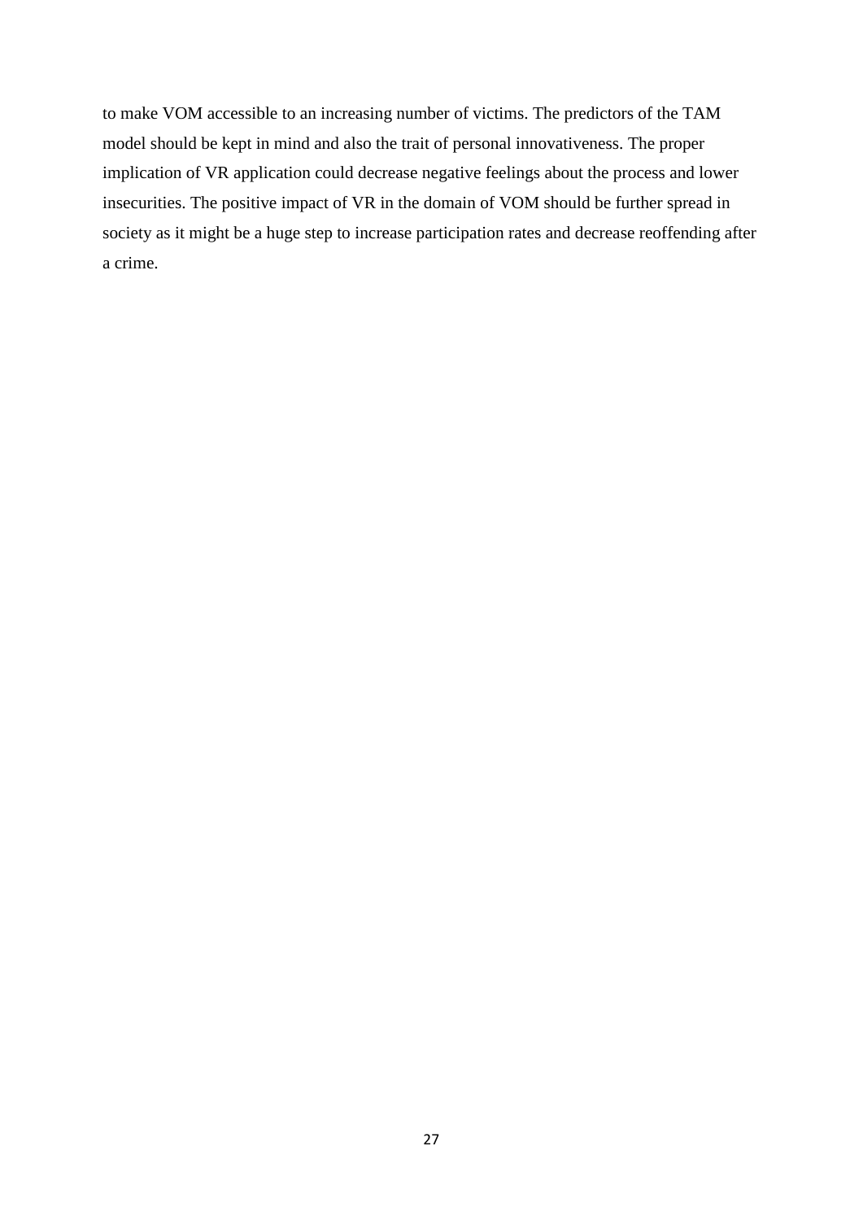to make VOM accessible to an increasing number of victims. The predictors of the TAM model should be kept in mind and also the trait of personal innovativeness. The proper implication of VR application could decrease negative feelings about the process and lower insecurities. The positive impact of VR in the domain of VOM should be further spread in society as it might be a huge step to increase participation rates and decrease reoffending after a crime.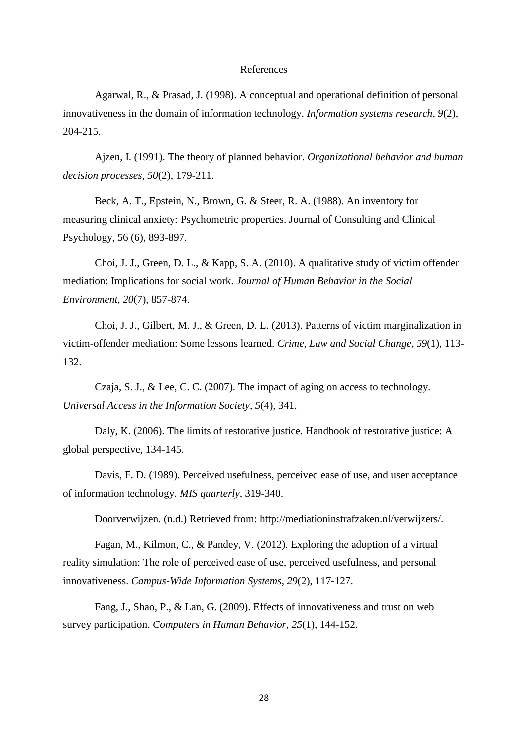# References

Agarwal, R., & Prasad, J. (1998). A conceptual and operational definition of personal innovativeness in the domain of information technology. *Information systems research*, *9*(2), 204-215.

Ajzen, I. (1991). The theory of planned behavior. *Organizational behavior and human decision processes*, *50*(2), 179-211.

Beck, A. T., Epstein, N., Brown, G. & Steer, R. A. (1988). An inventory for measuring clinical anxiety: Psychometric properties. Journal of Consulting and Clinical Psychology, 56 (6), 893-897.

Choi, J. J., Green, D. L., & Kapp, S. A. (2010). A qualitative study of victim offender mediation: Implications for social work. *Journal of Human Behavior in the Social Environment*, *20*(7), 857-874.

Choi, J. J., Gilbert, M. J., & Green, D. L. (2013). Patterns of victim marginalization in victim-offender mediation: Some lessons learned. *Crime, Law and Social Change*, *59*(1), 113-132.

Czaja, S. J., & Lee, C. C. (2007). The impact of aging on access to technology. *Universal Access in the Information Society*, *5*(4), 341.

Daly, K. (2006). The limits of restorative justice. Handbook of restorative justice: A global perspective, 134-145.

Davis, F. D. (1989). Perceived usefulness, perceived ease of use, and user acceptance of information technology. *MIS quarterly*, 319-340.

Doorverwijzen. (n.d.) Retrieved from: http://mediationinstrafzaken.nl/verwijzers/.

Fagan, M., Kilmon, C., & Pandey, V. (2012). Exploring the adoption of a virtual reality simulation: The role of perceived ease of use, perceived usefulness, and personal innovativeness. *Campus-Wide Information Systems*, *29*(2), 117-127.

Fang, J., Shao, P., & Lan, G. (2009). Effects of innovativeness and trust on web survey participation. *Computers in Human Behavior*, *25*(1), 144-152.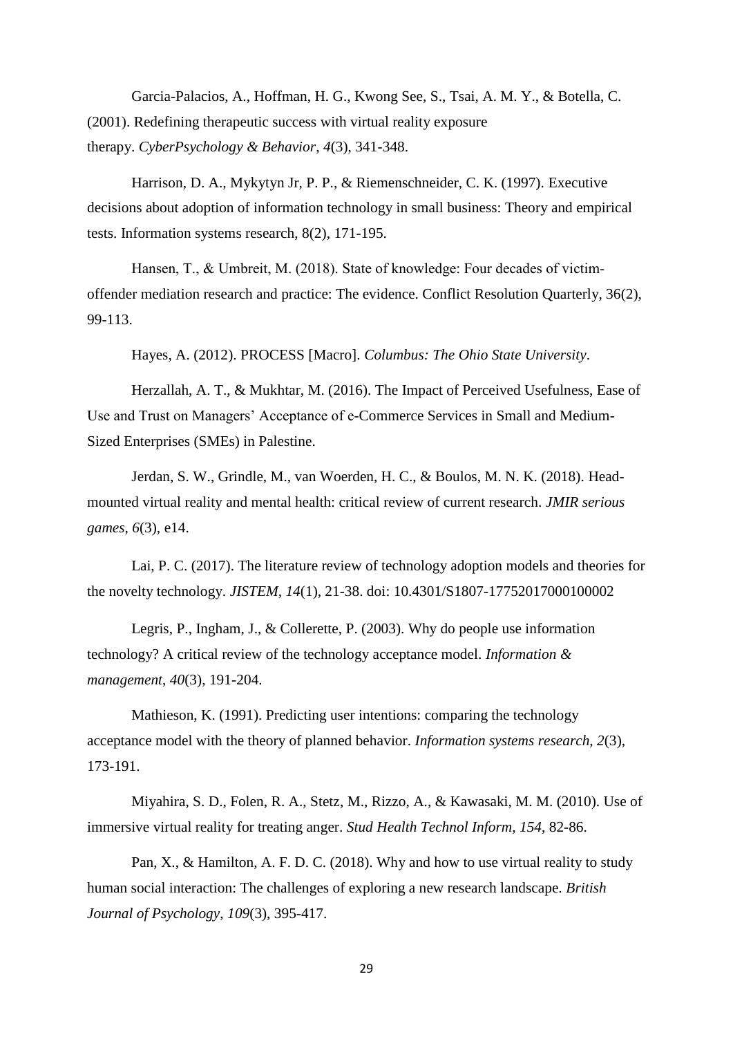Garcia-Palacios, A., Hoffman, H. G., Kwong See, S., Tsai, A. M. Y., & Botella, C. (2001). Redefining therapeutic success with virtual reality exposure therapy. *CyberPsychology & Behavior*, *4*(3), 341-348.

Harrison, D. A., Mykytyn Jr, P. P., & Riemenschneider, C. K. (1997). Executive decisions about adoption of information technology in small business: Theory and empirical tests. Information systems research, 8(2), 171-195.

Hansen, T., & Umbreit, M. (2018). State of knowledge: Four decades of victim-offender mediation research and practice: The evidence. Conflict Resolution Quarterly, 36(2), 99-113.

Hayes, A. (2012). PROCESS [Macro]. *Columbus: The Ohio State University*.

Herzallah, A. T., & Mukhtar, M. (2016). The Impact of Perceived Usefulness, Ease of Use and Trust on Managers' Acceptance of e-Commerce Services in Small and Medium-Sized Enterprises (SMEs) in Palestine.

Jerdan, S. W., Grindle, M., van Woerden, H. C., & Boulos, M. N. K. (2018). Head-mounted virtual reality and mental health: critical review of current research. *JMIR serious games*, *6*(3), e14.

Lai, P. C. (2017). The literature review of technology adoption models and theories for the novelty technology. *JISTEM*, *14*(1), 21-38. doi: 10.4301/S1807-17752017000100002

Legris, P., Ingham, J., & Collerette, P. (2003). Why do people use information technology? A critical review of the technology acceptance model. *Information & management*, *40*(3), 191-204.

Mathieson, K. (1991). Predicting user intentions: comparing the technology acceptance model with the theory of planned behavior. *Information systems research*, *2*(3), 173-191.

Miyahira, S. D., Folen, R. A., Stetz, M., Rizzo, A., & Kawasaki, M. M. (2010). Use of immersive virtual reality for treating anger. *Stud Health Technol Inform*, *154*, 82-86.

Pan, X., & Hamilton, A. F. D. C. (2018). Why and how to use virtual reality to study human social interaction: The challenges of exploring a new research landscape. *British Journal of Psychology*, *109*(3), 395-417.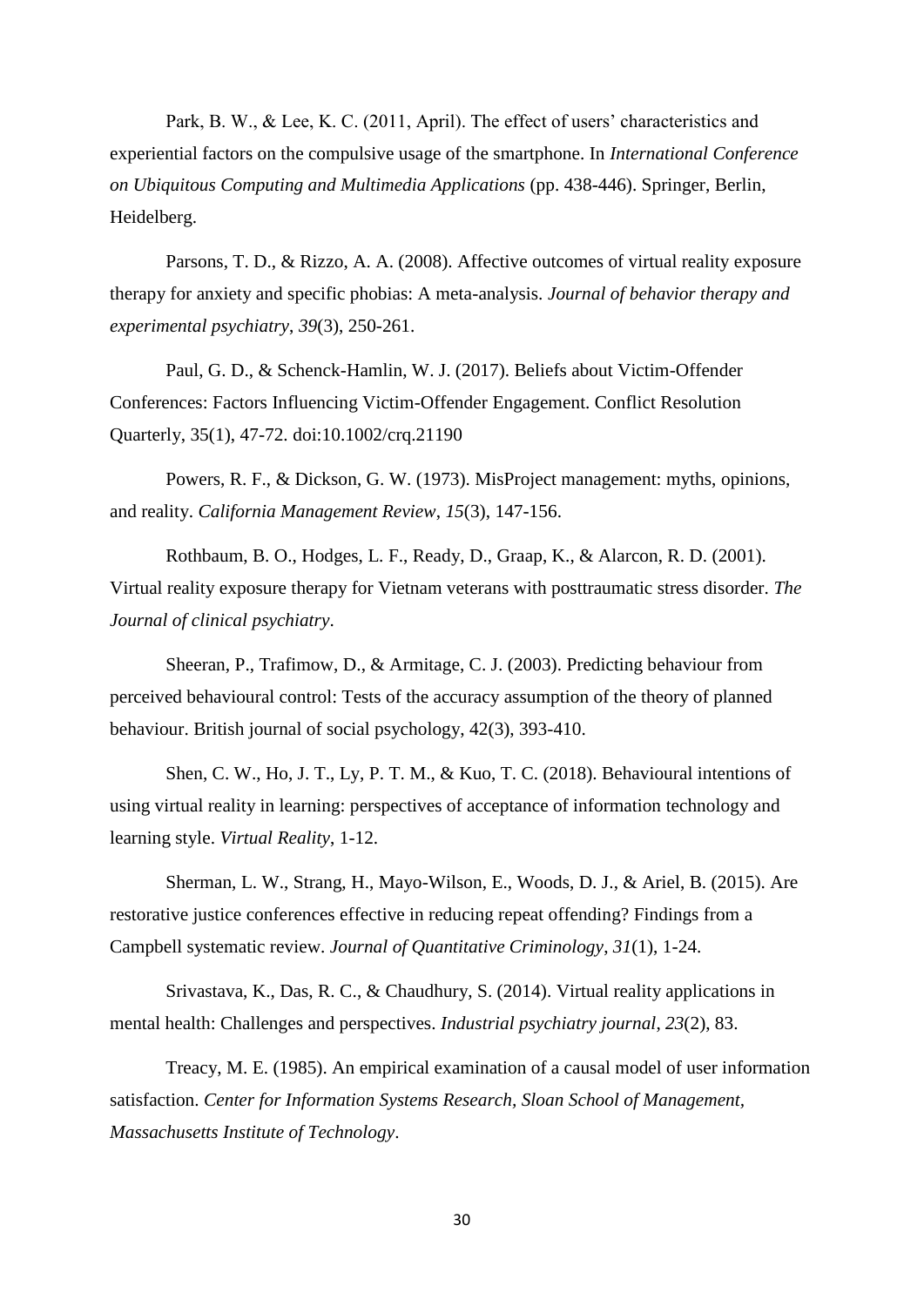Park, B. W., & Lee, K. C. (2011, April). The effect of users' characteristics and experiential factors on the compulsive usage of the smartphone. In *International Conference on Ubiquitous Computing and Multimedia Applications* (pp. 438-446). Springer, Berlin, Heidelberg.

Parsons, T. D., & Rizzo, A. A. (2008). Affective outcomes of virtual reality exposure therapy for anxiety and specific phobias: A meta-analysis. *Journal of behavior therapy and experimental psychiatry*, *39*(3), 250-261.

Paul, G. D., & Schenck-Hamlin, W. J. (2017). Beliefs about Victim-Offender Conferences: Factors Influencing Victim-Offender Engagement. Conflict Resolution Quarterly, 35(1), 47-72. doi:10.1002/crq.21190

Powers, R. F., & Dickson, G. W. (1973). MisProject management: myths, opinions, and reality. *California Management Review*, *15*(3), 147-156.

Rothbaum, B. O., Hodges, L. F., Ready, D., Graap, K., & Alarcon, R. D. (2001). Virtual reality exposure therapy for Vietnam veterans with posttraumatic stress disorder. *The Journal of clinical psychiatry*.

Sheeran, P., Trafimow, D., & Armitage, C. J. (2003). Predicting behaviour from perceived behavioural control: Tests of the accuracy assumption of the theory of planned behaviour. British journal of social psychology, 42(3), 393-410.

Shen, C. W., Ho, J. T., Ly, P. T. M., & Kuo, T. C. (2018). Behavioural intentions of using virtual reality in learning: perspectives of acceptance of information technology and learning style. *Virtual Reality*, 1-12.

Sherman, L. W., Strang, H., Mayo-Wilson, E., Woods, D. J., & Ariel, B. (2015). Are restorative justice conferences effective in reducing repeat offending? Findings from a Campbell systematic review. *Journal of Quantitative Criminology*, *31*(1), 1-24.

Srivastava, K., Das, R. C., & Chaudhury, S. (2014). Virtual reality applications in mental health: Challenges and perspectives. *Industrial psychiatry journal*, *23*(2), 83.

Treacy, M. E. (1985). An empirical examination of a causal model of user information satisfaction. *Center for Information Systems Research, Sloan School of Management, Massachusetts Institute of Technology*.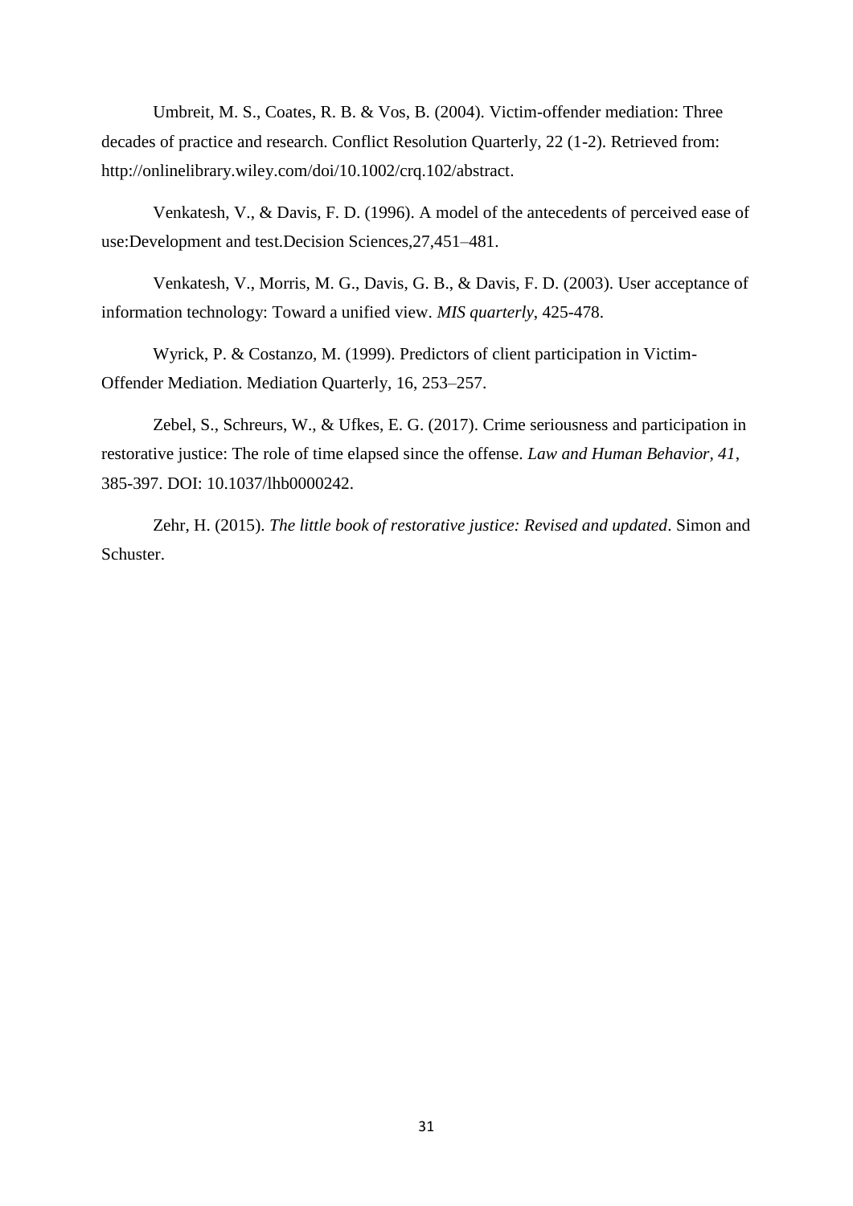Umbreit, M. S., Coates, R. B. & Vos, B. (2004). Victim-offender mediation: Three decades of practice and research. Conflict Resolution Quarterly, 22 (1-2). Retrieved from: http://onlinelibrary.wiley.com/doi/10.1002/crq.102/abstract.

Venkatesh, V., & Davis, F. D. (1996). A model of the antecedents of perceived ease of use:Development and test.Decision Sciences,27,451–481.

Venkatesh, V., Morris, M. G., Davis, G. B., & Davis, F. D. (2003). User acceptance of information technology: Toward a unified view. *MIS quarterly*, 425-478.

Wyrick, P. & Costanzo, M. (1999). Predictors of client participation in Victim-Offender Mediation. Mediation Quarterly, 16, 253–257.

Zebel, S., Schreurs, W., & Ufkes, E. G. (2017). Crime seriousness and participation in restorative justice: The role of time elapsed since the offense. *Law and Human Behavior*, *41*, 385-397. DOI: 10.1037/lhb0000242.

Zehr, H. (2015). *The little book of restorative justice: Revised and updated*. Simon and Schuster.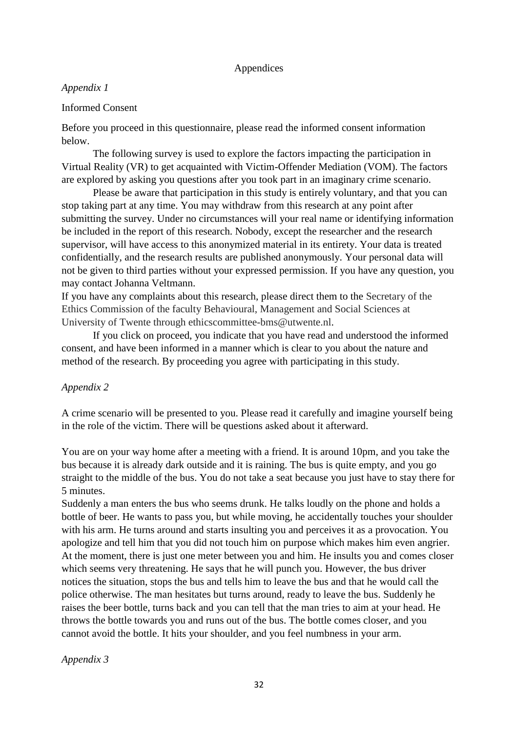# Appendices

*Appendix 1*

Informed Consent

Before you proceed in this questionnaire, please read the informed consent information below.

The following survey is used to explore the factors impacting the participation in Virtual Reality (VR) to get acquainted with Victim-Offender Mediation (VOM). The factors are explored by asking you questions after you took part in an imaginary crime scenario.

Please be aware that participation in this study is entirely voluntary, and that you can stop taking part at any time. You may withdraw from this research at any point after submitting the survey. Under no circumstances will your real name or identifying information be included in the report of this research. Nobody, except the researcher and the research supervisor, will have access to this anonymized material in its entirety. Your data is treated confidentially, and the research results are published anonymously. Your personal data will not be given to third parties without your expressed permission. If you have any question, you may contact Johanna Veltmann.

If you have any complaints about this research, please direct them to the Secretary of the Ethics Commission of the faculty Behavioural, Management and Social Sciences at University of Twente through ethicscommittee-bms@utwente.nl.

If you click on proceed, you indicate that you have read and understood the informed consent, and have been informed in a manner which is clear to you about the nature and method of the research. By proceeding you agree with participating in this study.

*Appendix 2*

A crime scenario will be presented to you. Please read it carefully and imagine yourself being in the role of the victim. There will be questions asked about it afterward.

You are on your way home after a meeting with a friend. It is around 10pm, and you take the bus because it is already dark outside and it is raining. The bus is quite empty, and you go straight to the middle of the bus. You do not take a seat because you just have to stay there for 5 minutes.

Suddenly a man enters the bus who seems drunk. He talks loudly on the phone and holds a bottle of beer. He wants to pass you, but while moving, he accidentally touches your shoulder with his arm. He turns around and starts insulting you and perceives it as a provocation. You apologize and tell him that you did not touch him on purpose which makes him even angrier. At the moment, there is just one meter between you and him. He insults you and comes closer which seems very threatening. He says that he will punch you. However, the bus driver notices the situation, stops the bus and tells him to leave the bus and that he would call the police otherwise. The man hesitates but turns around, ready to leave the bus. Suddenly he raises the beer bottle, turns back and you can tell that the man tries to aim at your head. He throws the bottle towards you and runs out of the bus. The bottle comes closer, and you cannot avoid the bottle. It hits your shoulder, and you feel numbness in your arm.

*Appendix 3*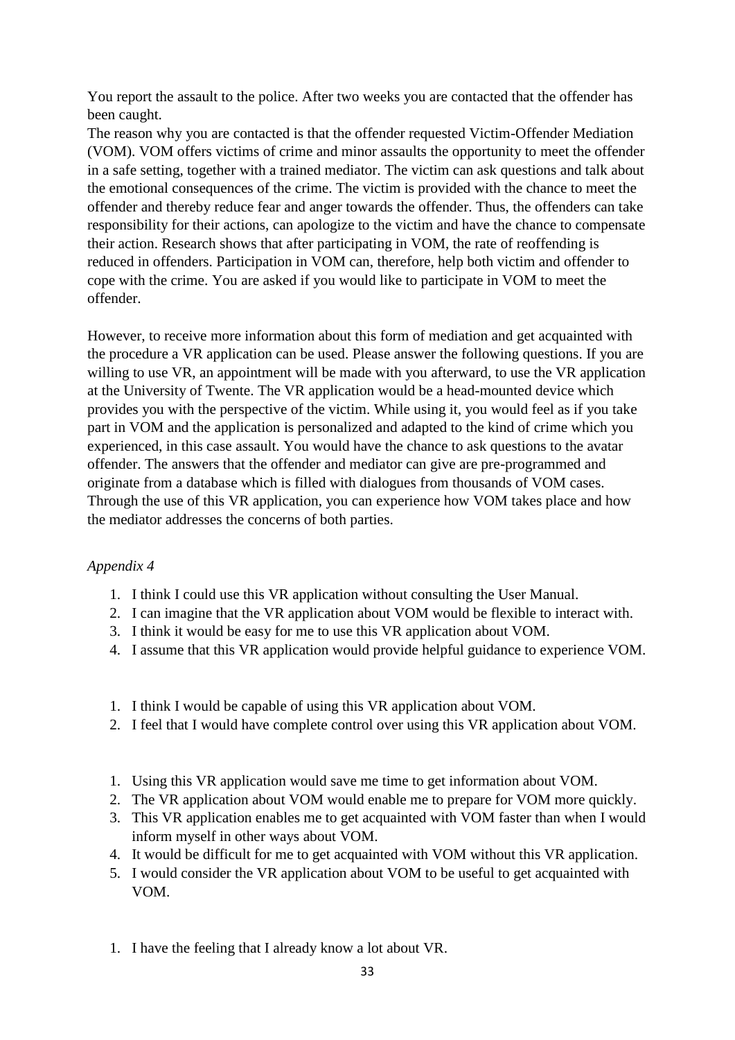You report the assault to the police. After two weeks you are contacted that the offender has been caught.
The reason why you are contacted is that the offender requested Victim-Offender Mediation (VOM). VOM offers victims of crime and minor assaults the opportunity to meet the offender in a safe setting, together with a trained mediator. The victim can ask questions and talk about the emotional consequences of the crime. The victim is provided with the chance to meet the offender and thereby reduce fear and anger towards the offender. Thus, the offenders can take responsibility for their actions, can apologize to the victim and have the chance to compensate their action. Research shows that after participating in VOM, the rate of reoffending is reduced in offenders. Participation in VOM can, therefore, help both victim and offender to cope with the crime. You are asked if you would like to participate in VOM to meet the offender.

However, to receive more information about this form of mediation and get acquainted with the procedure a VR application can be used. Please answer the following questions. If you are willing to use VR, an appointment will be made with you afterward, to use the VR application at the University of Twente. The VR application would be a head-mounted device which provides you with the perspective of the victim. While using it, you would feel as if you take part in VOM and the application is personalized and adapted to the kind of crime which you experienced, in this case assault. You would have the chance to ask questions to the avatar offender. The answers that the offender and mediator can give are pre-programmed and originate from a database which is filled with dialogues from thousands of VOM cases. Through the use of this VR application, you can experience how VOM takes place and how the mediator addresses the concerns of both parties.

*Appendix 4*

1. I think I could use this VR application without consulting the User Manual.
2. I can imagine that the VR application about VOM would be flexible to interact with.
3. I think it would be easy for me to use this VR application about VOM.
4. I assume that this VR application would provide helpful guidance to experience VOM.

1. I think I would be capable of using this VR application about VOM.
2. I feel that I would have complete control over using this VR application about VOM.

1. Using this VR application would save me time to get information about VOM.
2. The VR application about VOM would enable me to prepare for VOM more quickly.
3. This VR application enables me to get acquainted with VOM faster than when I would inform myself in other ways about VOM.
4. It would be difficult for me to get acquainted with VOM without this VR application.
5. I would consider the VR application about VOM to be useful to get acquainted with VOM.

1. I have the feeling that I already know a lot about VR.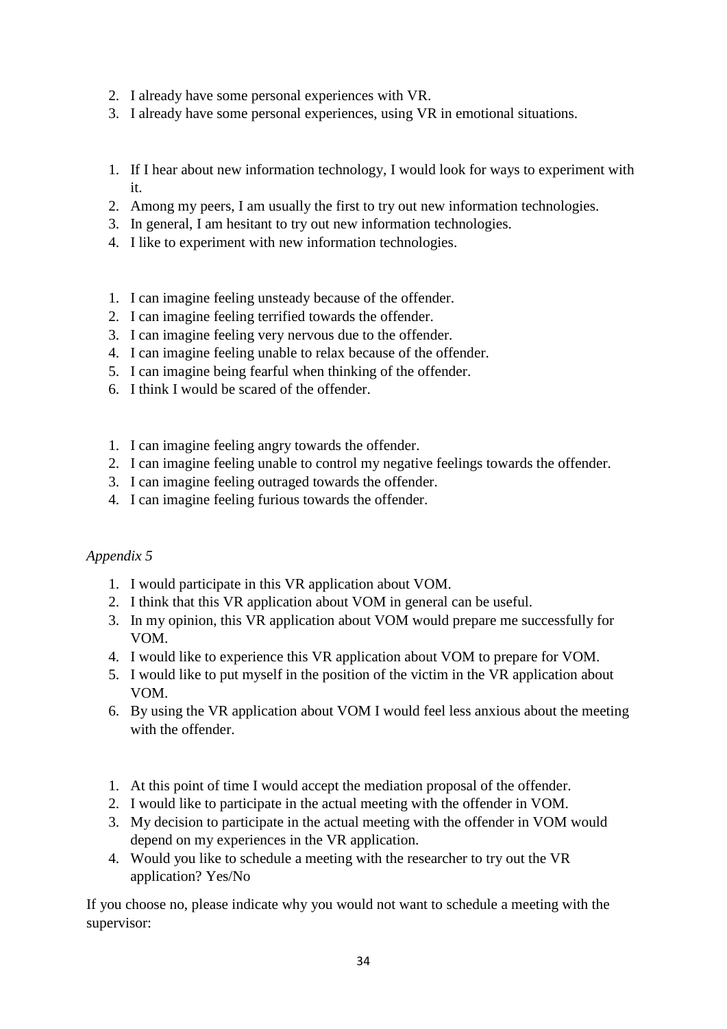2. I already have some personal experiences with VR.
3. I already have some personal experiences, using VR in emotional situations.

1. If I hear about new information technology, I would look for ways to experiment with it.
2. Among my peers, I am usually the first to try out new information technologies.
3. In general, I am hesitant to try out new information technologies.
4. I like to experiment with new information technologies.

1. I can imagine feeling unsteady because of the offender.
2. I can imagine feeling terrified towards the offender.
3. I can imagine feeling very nervous due to the offender.
4. I can imagine feeling unable to relax because of the offender.
5. I can imagine being fearful when thinking of the offender.
6. I think I would be scared of the offender.

1. I can imagine feeling angry towards the offender.
2. I can imagine feeling unable to control my negative feelings towards the offender.
3. I can imagine feeling outraged towards the offender.
4. I can imagine feeling furious towards the offender.

*Appendix 5*

1. I would participate in this VR application about VOM.
2. I think that this VR application about VOM in general can be useful.
3. In my opinion, this VR application about VOM would prepare me successfully for VOM.
4. I would like to experience this VR application about VOM to prepare for VOM.
5. I would like to put myself in the position of the victim in the VR application about VOM.
6. By using the VR application about VOM I would feel less anxious about the meeting with the offender.

1. At this point of time I would accept the mediation proposal of the offender.
2. I would like to participate in the actual meeting with the offender in VOM.
3. My decision to participate in the actual meeting with the offender in VOM would depend on my experiences in the VR application.
4. Would you like to schedule a meeting with the researcher to try out the VR application? Yes/No

If you choose no, please indicate why you would not want to schedule a meeting with the supervisor: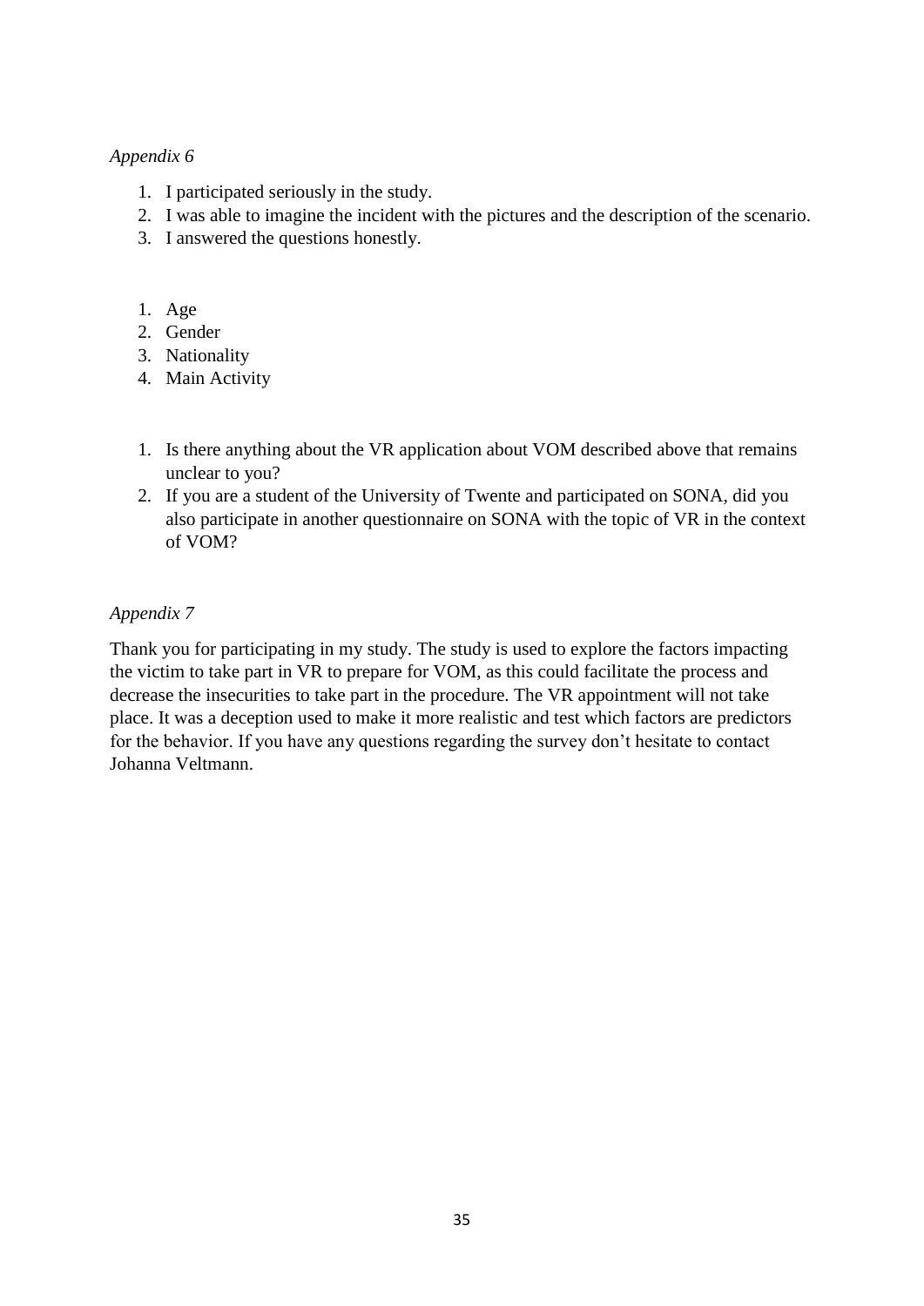*Appendix 6*

1. I participated seriously in the study.
2. I was able to imagine the incident with the pictures and the description of the scenario.
3. I answered the questions honestly.

1. Age
2. Gender
3. Nationality
4. Main Activity

1. Is there anything about the VR application about VOM described above that remains unclear to you?
2. If you are a student of the University of Twente and participated on SONA, did you also participate in another questionnaire on SONA with the topic of VR in the context of VOM?

*Appendix 7*

Thank you for participating in my study. The study is used to explore the factors impacting the victim to take part in VR to prepare for VOM, as this could facilitate the process and decrease the insecurities to take part in the procedure. The VR appointment will not take place. It was a deception used to make it more realistic and test which factors are predictors for the behavior. If you have any questions regarding the survey don't hesitate to contact Johanna Veltmann.